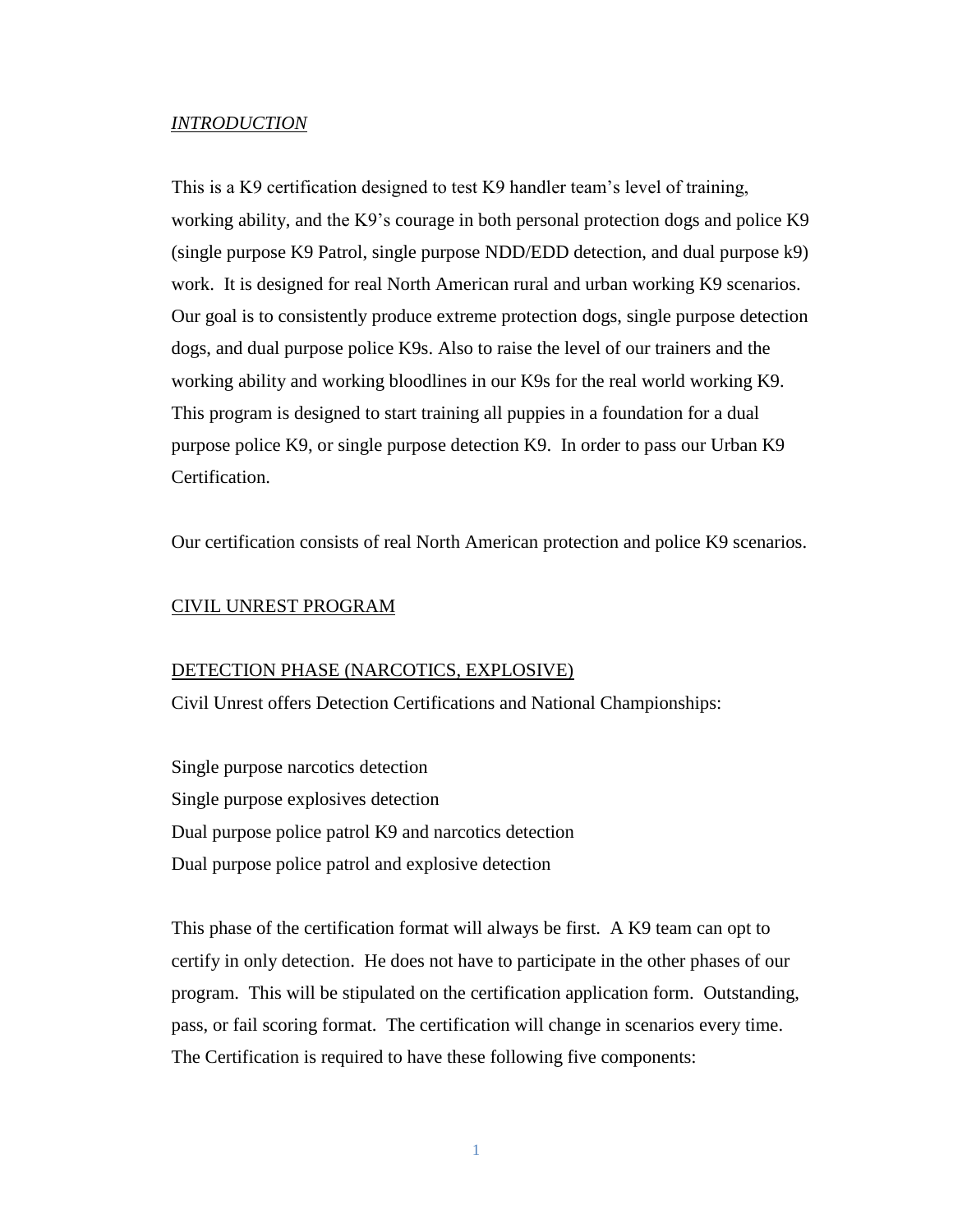## *INTRODUCTION*

This is a K9 certification designed to test K9 handler team's level of training, working ability, and the K9's courage in both personal protection dogs and police K9 (single purpose K9 Patrol, single purpose NDD/EDD detection, and dual purpose k9) work. It is designed for real North American rural and urban working K9 scenarios. Our goal is to consistently produce extreme protection dogs, single purpose detection dogs, and dual purpose police K9s. Also to raise the level of our trainers and the working ability and working bloodlines in our K9s for the real world working K9. This program is designed to start training all puppies in a foundation for a dual purpose police K9, or single purpose detection K9. In order to pass our Urban K9 Certification.

Our certification consists of real North American protection and police K9 scenarios.

## CIVIL UNREST PROGRAM

### DETECTION PHASE (NARCOTICS, EXPLOSIVE)

Civil Unrest offers Detection Certifications and National Championships:

Single purpose narcotics detection
Single purpose explosives detection
Dual purpose police patrol K9 and narcotics detection
Dual purpose police patrol and explosive detection

This phase of the certification format will always be first. A K9 team can opt to certify in only detection. He does not have to participate in the other phases of our program. This will be stipulated on the certification application form. Outstanding, pass, or fail scoring format. The certification will change in scenarios every time. The Certification is required to have these following five components: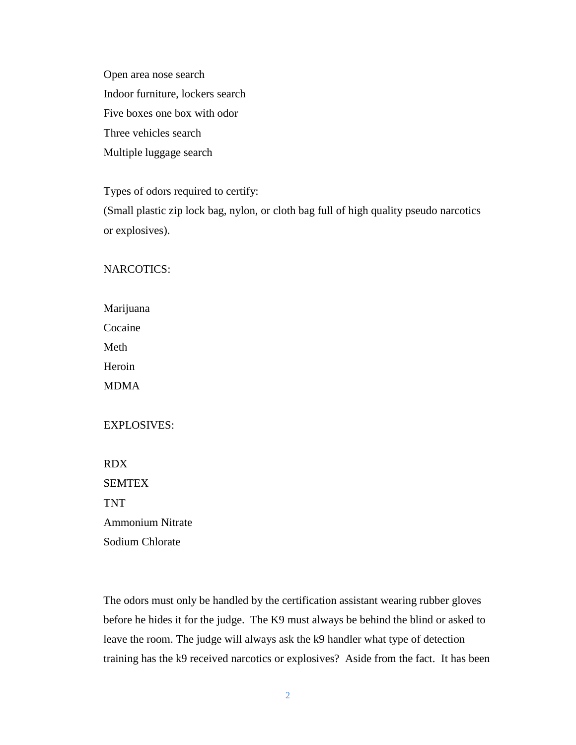Open area nose search
Indoor furniture, lockers search
Five boxes one box with odor
Three vehicles search
Multiple luggage search

Types of odors required to certify:
(Small plastic zip lock bag, nylon, or cloth bag full of high quality pseudo narcotics or explosives).

NARCOTICS:

Marijuana
Cocaine
Meth
Heroin
MDMA

EXPLOSIVES:

RDX
SEMTEX
TNT
Ammonium Nitrate
Sodium Chlorate

The odors must only be handled by the certification assistant wearing rubber gloves before he hides it for the judge. The K9 must always be behind the blind or asked to leave the room. The judge will always ask the k9 handler what type of detection training has the k9 received narcotics or explosives? Aside from the fact. It has been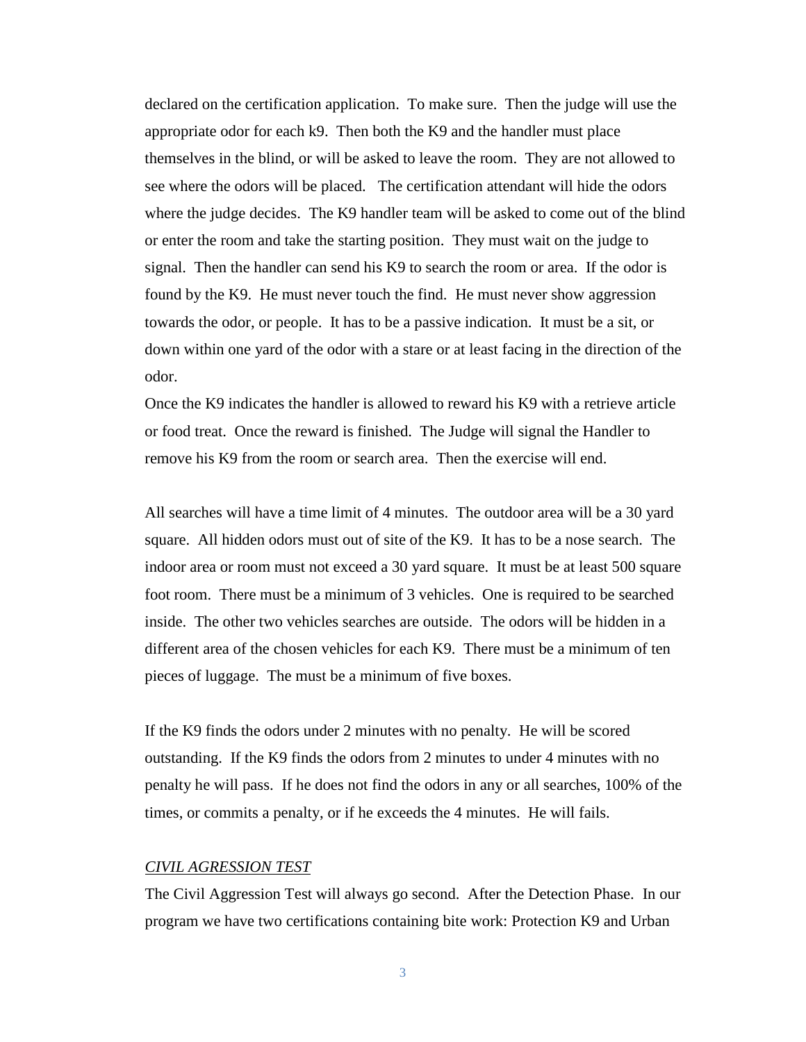declared on the certification application. To make sure. Then the judge will use the appropriate odor for each k9. Then both the K9 and the handler must place themselves in the blind, or will be asked to leave the room. They are not allowed to see where the odors will be placed. The certification attendant will hide the odors where the judge decides. The K9 handler team will be asked to come out of the blind or enter the room and take the starting position. They must wait on the judge to signal. Then the handler can send his K9 to search the room or area. If the odor is found by the K9. He must never touch the find. He must never show aggression towards the odor, or people. It has to be a passive indication. It must be a sit, or down within one yard of the odor with a stare or at least facing in the direction of the odor.

Once the K9 indicates the handler is allowed to reward his K9 with a retrieve article or food treat. Once the reward is finished. The Judge will signal the Handler to remove his K9 from the room or search area. Then the exercise will end.

All searches will have a time limit of 4 minutes. The outdoor area will be a 30 yard square. All hidden odors must out of site of the K9. It has to be a nose search. The indoor area or room must not exceed a 30 yard square. It must be at least 500 square foot room. There must be a minimum of 3 vehicles. One is required to be searched inside. The other two vehicles searches are outside. The odors will be hidden in a different area of the chosen vehicles for each K9. There must be a minimum of ten pieces of luggage. The must be a minimum of five boxes.

If the K9 finds the odors under 2 minutes with no penalty. He will be scored outstanding. If the K9 finds the odors from 2 minutes to under 4 minutes with no penalty he will pass. If he does not find the odors in any or all searches, 100% of the times, or commits a penalty, or if he exceeds the 4 minutes. He will fails.

*CIVIL AGRESSION TEST*

The Civil Aggression Test will always go second. After the Detection Phase. In our program we have two certifications containing bite work: Protection K9 and Urban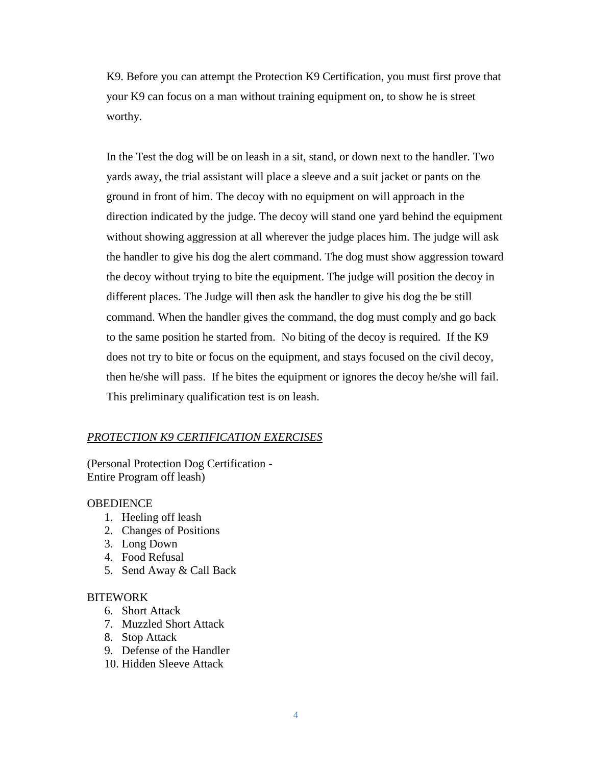K9. Before you can attempt the Protection K9 Certification, you must first prove that your K9 can focus on a man without training equipment on, to show he is street worthy.

In the Test the dog will be on leash in a sit, stand, or down next to the handler. Two yards away, the trial assistant will place a sleeve and a suit jacket or pants on the ground in front of him. The decoy with no equipment on will approach in the direction indicated by the judge. The decoy will stand one yard behind the equipment without showing aggression at all wherever the judge places him. The judge will ask the handler to give his dog the alert command. The dog must show aggression toward the decoy without trying to bite the equipment. The judge will position the decoy in different places. The Judge will then ask the handler to give his dog the be still command. When the handler gives the command, the dog must comply and go back to the same position he started from. No biting of the decoy is required. If the K9 does not try to bite or focus on the equipment, and stays focused on the civil decoy, then he/she will pass. If he bites the equipment or ignores the decoy he/she will fail. This preliminary qualification test is on leash.

*<u>PROTECTION K9 CERTIFICATION EXERCISES</u>*

(Personal Protection Dog Certification - Entire Program off leash)

OBEDIENCE

1. Heeling off leash
2. Changes of Positions
3. Long Down
4. Food Refusal
5. Send Away & Call Back

BITEWORK

6. Short Attack
7. Muzzled Short Attack
8. Stop Attack
9. Defense of the Handler
10. Hidden Sleeve Attack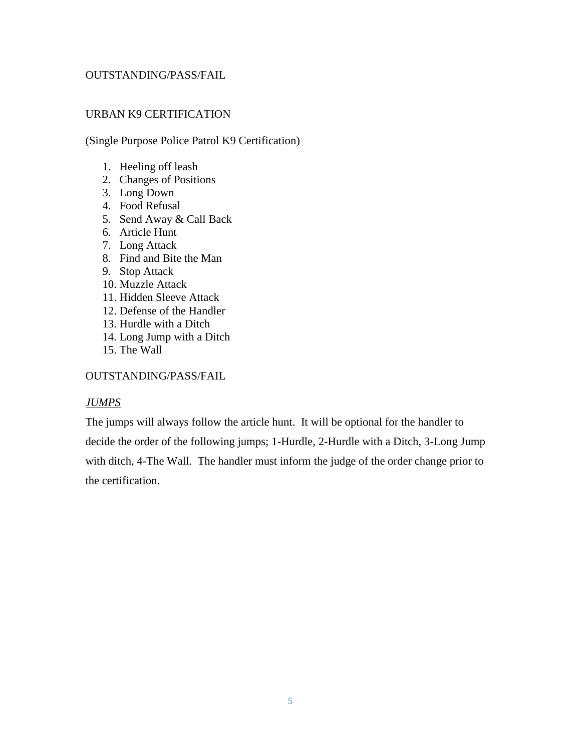OUTSTANDING/PASS/FAIL

URBAN K9 CERTIFICATION

(Single Purpose Police Patrol K9 Certification)

1. Heeling off leash
2. Changes of Positions
3. Long Down
4. Food Refusal
5. Send Away & Call Back
6. Article Hunt
7. Long Attack
8. Find and Bite the Man
9. Stop Attack
10. Muzzle Attack
11. Hidden Sleeve Attack
12. Defense of the Handler
13. Hurdle with a Ditch
14. Long Jump with a Ditch
15. The Wall

OUTSTANDING/PASS/FAIL

*JUMPS*

The jumps will always follow the article hunt. It will be optional for the handler to decide the order of the following jumps; 1-Hurdle, 2-Hurdle with a Ditch, 3-Long Jump with ditch, 4-The Wall. The handler must inform the judge of the order change prior to the certification.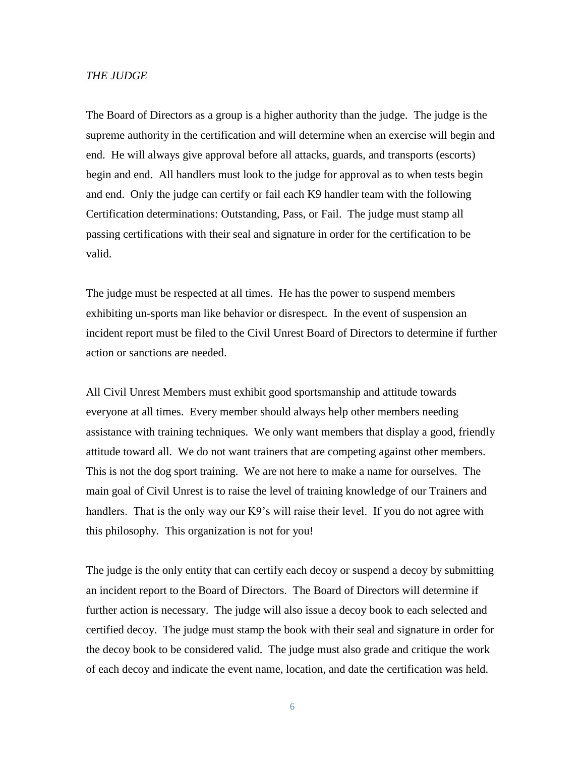*THE JUDGE*

The Board of Directors as a group is a higher authority than the judge. The judge is the supreme authority in the certification and will determine when an exercise will begin and end. He will always give approval before all attacks, guards, and transports (escorts) begin and end. All handlers must look to the judge for approval as to when tests begin and end. Only the judge can certify or fail each K9 handler team with the following Certification determinations: Outstanding, Pass, or Fail. The judge must stamp all passing certifications with their seal and signature in order for the certification to be valid.

The judge must be respected at all times. He has the power to suspend members exhibiting un-sports man like behavior or disrespect. In the event of suspension an incident report must be filed to the Civil Unrest Board of Directors to determine if further action or sanctions are needed.

All Civil Unrest Members must exhibit good sportsmanship and attitude towards everyone at all times. Every member should always help other members needing assistance with training techniques. We only want members that display a good, friendly attitude toward all. We do not want trainers that are competing against other members. This is not the dog sport training. We are not here to make a name for ourselves. The main goal of Civil Unrest is to raise the level of training knowledge of our Trainers and handlers. That is the only way our K9's will raise their level. If you do not agree with this philosophy. This organization is not for you!

The judge is the only entity that can certify each decoy or suspend a decoy by submitting an incident report to the Board of Directors. The Board of Directors will determine if further action is necessary. The judge will also issue a decoy book to each selected and certified decoy. The judge must stamp the book with their seal and signature in order for the decoy book to be considered valid. The judge must also grade and critique the work of each decoy and indicate the event name, location, and date the certification was held.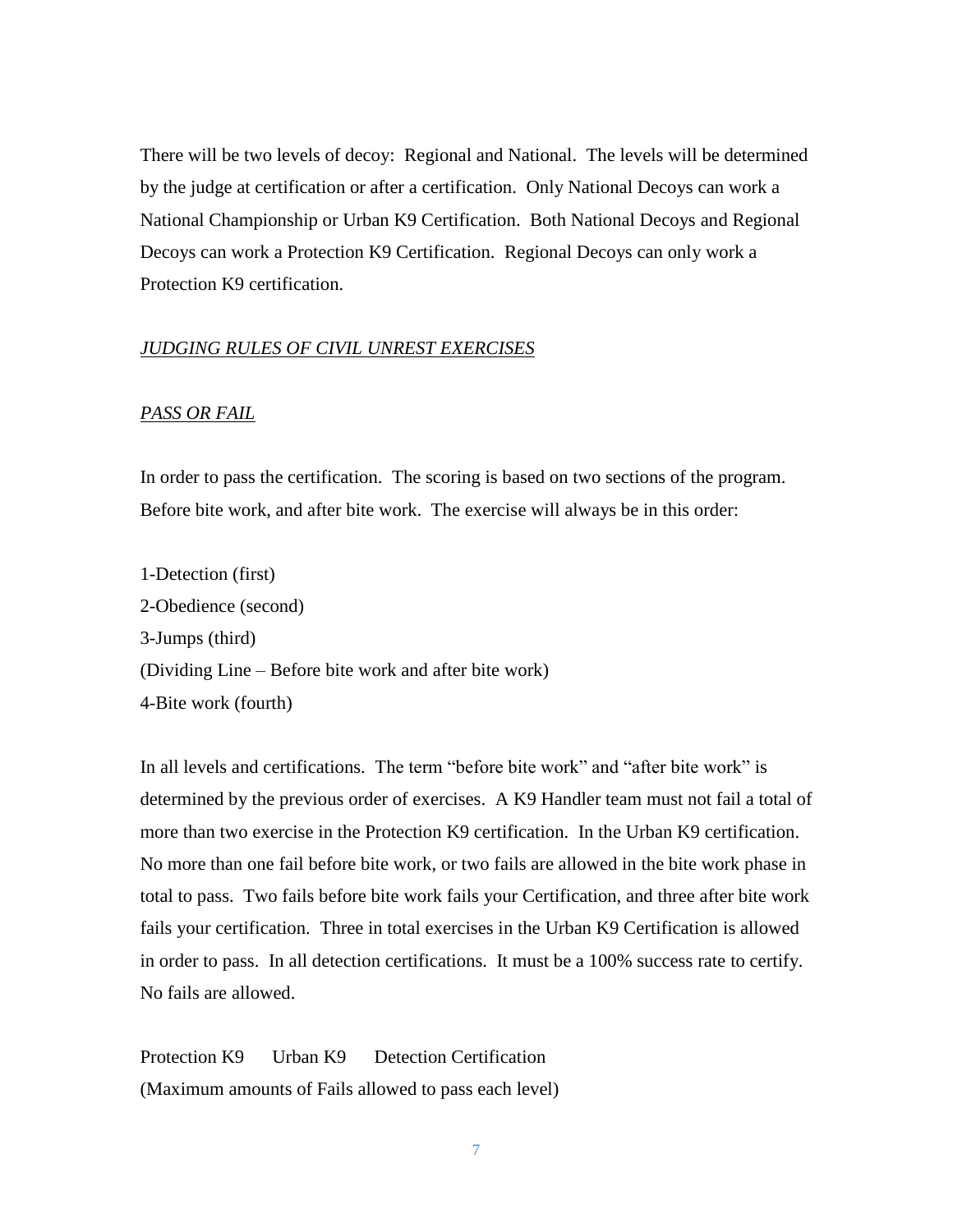There will be two levels of decoy: Regional and National. The levels will be determined by the judge at certification or after a certification. Only National Decoys can work a National Championship or Urban K9 Certification. Both National Decoys and Regional Decoys can work a Protection K9 Certification. Regional Decoys can only work a Protection K9 certification.

*JUDGING RULES OF CIVIL UNREST EXERCISES*

*PASS OR FAIL*

In order to pass the certification. The scoring is based on two sections of the program. Before bite work, and after bite work. The exercise will always be in this order:

1-Detection (first)
2-Obedience (second)
3-Jumps (third)
(Dividing Line – Before bite work and after bite work)
4-Bite work (fourth)

In all levels and certifications. The term "before bite work" and "after bite work" is determined by the previous order of exercises. A K9 Handler team must not fail a total of more than two exercise in the Protection K9 certification. In the Urban K9 certification. No more than one fail before bite work, or two fails are allowed in the bite work phase in total to pass. Two fails before bite work fails your Certification, and three after bite work fails your certification. Three in total exercises in the Urban K9 Certification is allowed in order to pass. In all detection certifications. It must be a 100% success rate to certify. No fails are allowed.

Protection K9 Urban K9 Detection Certification
(Maximum amounts of Fails allowed to pass each level)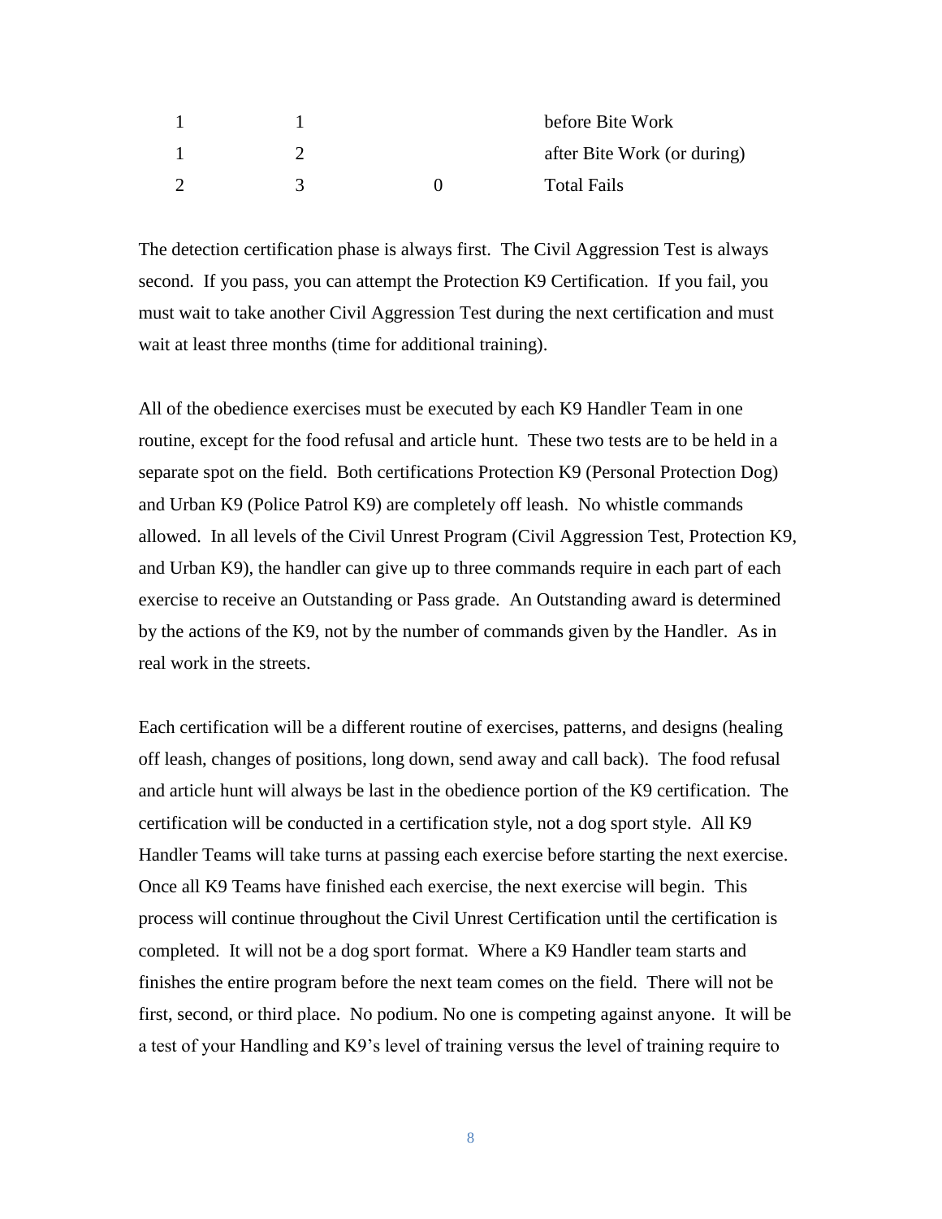| | | | |
|---|---|---|---|
| 1 | 1 | | before Bite Work |
| 1 | 2 | | after Bite Work (or during) |
| 2 | 3 | 0 | Total Fails |

The detection certification phase is always first. The Civil Aggression Test is always second. If you pass, you can attempt the Protection K9 Certification. If you fail, you must wait to take another Civil Aggression Test during the next certification and must wait at least three months (time for additional training).

All of the obedience exercises must be executed by each K9 Handler Team in one routine, except for the food refusal and article hunt. These two tests are to be held in a separate spot on the field. Both certifications Protection K9 (Personal Protection Dog) and Urban K9 (Police Patrol K9) are completely off leash. No whistle commands allowed. In all levels of the Civil Unrest Program (Civil Aggression Test, Protection K9, and Urban K9), the handler can give up to three commands require in each part of each exercise to receive an Outstanding or Pass grade. An Outstanding award is determined by the actions of the K9, not by the number of commands given by the Handler. As in real work in the streets.

Each certification will be a different routine of exercises, patterns, and designs (healing off leash, changes of positions, long down, send away and call back). The food refusal and article hunt will always be last in the obedience portion of the K9 certification. The certification will be conducted in a certification style, not a dog sport style. All K9 Handler Teams will take turns at passing each exercise before starting the next exercise. Once all K9 Teams have finished each exercise, the next exercise will begin. This process will continue throughout the Civil Unrest Certification until the certification is completed. It will not be a dog sport format. Where a K9 Handler team starts and finishes the entire program before the next team comes on the field. There will not be first, second, or third place. No podium. No one is competing against anyone. It will be a test of your Handling and K9's level of training versus the level of training require to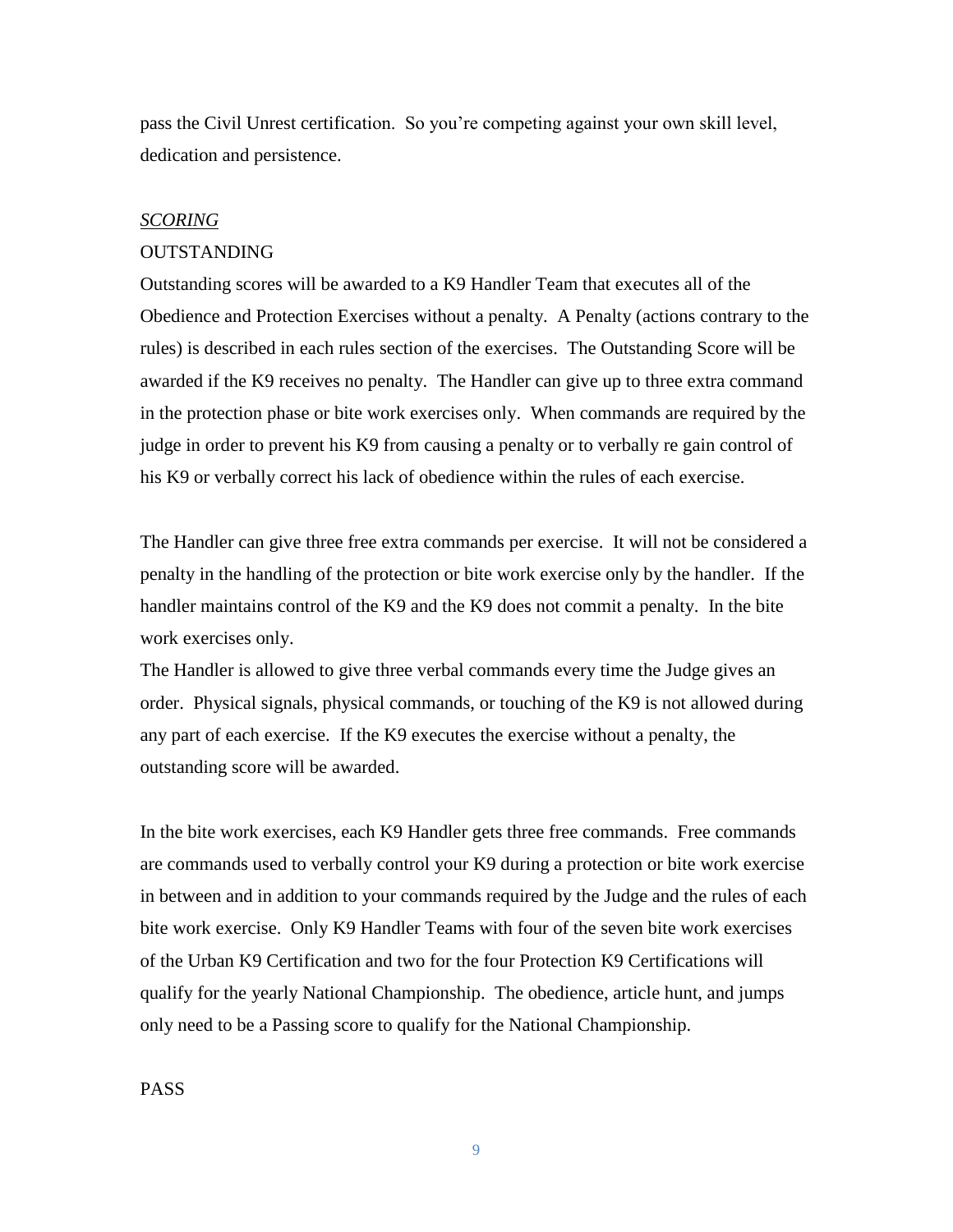pass the Civil Unrest certification. So you're competing against your own skill level, dedication and persistence.

*SCORING*

OUTSTANDING

Outstanding scores will be awarded to a K9 Handler Team that executes all of the Obedience and Protection Exercises without a penalty. A Penalty (actions contrary to the rules) is described in each rules section of the exercises. The Outstanding Score will be awarded if the K9 receives no penalty. The Handler can give up to three extra command in the protection phase or bite work exercises only. When commands are required by the judge in order to prevent his K9 from causing a penalty or to verbally re gain control of his K9 or verbally correct his lack of obedience within the rules of each exercise.

The Handler can give three free extra commands per exercise. It will not be considered a penalty in the handling of the protection or bite work exercise only by the handler. If the handler maintains control of the K9 and the K9 does not commit a penalty. In the bite work exercises only.

The Handler is allowed to give three verbal commands every time the Judge gives an order. Physical signals, physical commands, or touching of the K9 is not allowed during any part of each exercise. If the K9 executes the exercise without a penalty, the outstanding score will be awarded.

In the bite work exercises, each K9 Handler gets three free commands. Free commands are commands used to verbally control your K9 during a protection or bite work exercise in between and in addition to your commands required by the Judge and the rules of each bite work exercise. Only K9 Handler Teams with four of the seven bite work exercises of the Urban K9 Certification and two for the four Protection K9 Certifications will qualify for the yearly National Championship. The obedience, article hunt, and jumps only need to be a Passing score to qualify for the National Championship.

PASS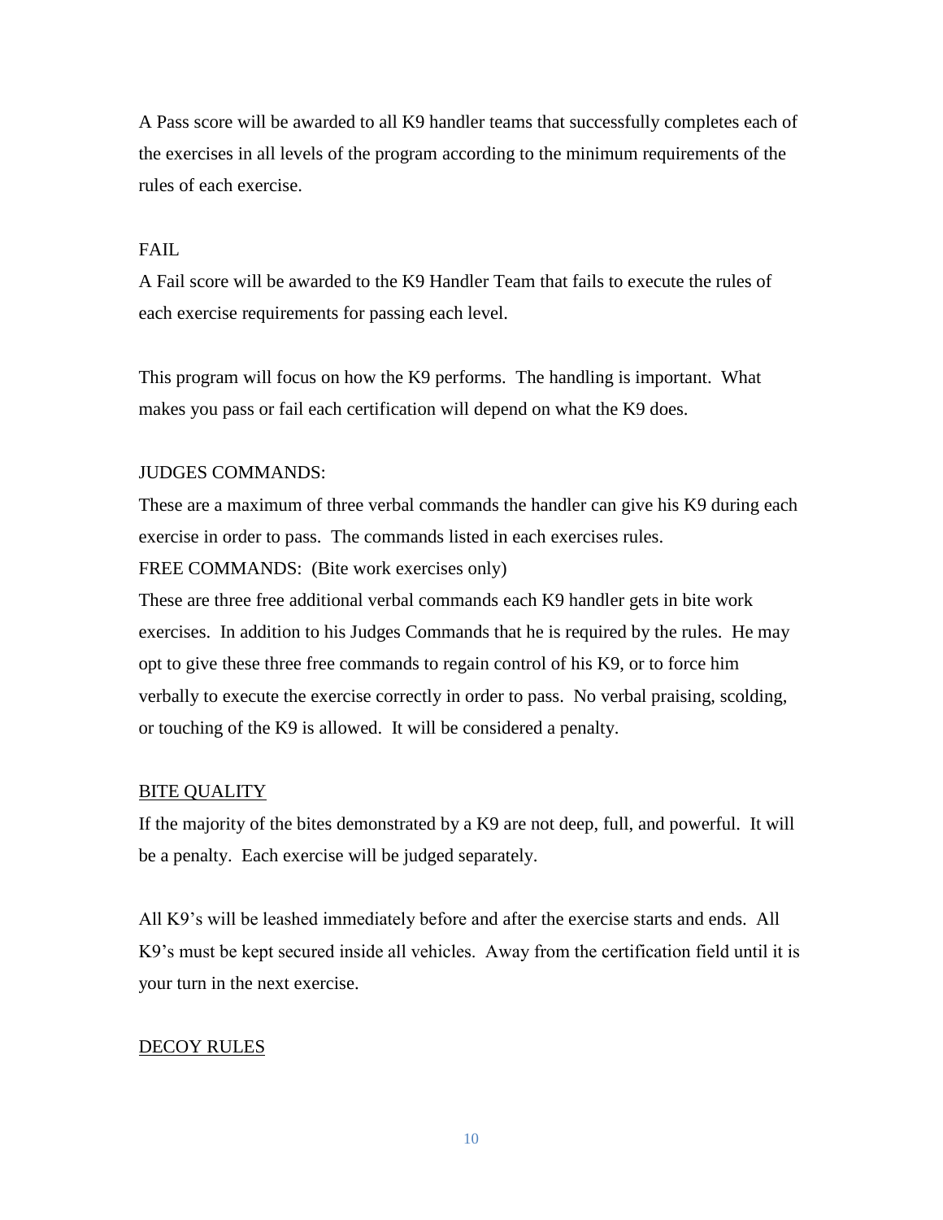A Pass score will be awarded to all K9 handler teams that successfully completes each of the exercises in all levels of the program according to the minimum requirements of the rules of each exercise.

FAIL

A Fail score will be awarded to the K9 Handler Team that fails to execute the rules of each exercise requirements for passing each level.

This program will focus on how the K9 performs. The handling is important. What makes you pass or fail each certification will depend on what the K9 does.

JUDGES COMMANDS:

These are a maximum of three verbal commands the handler can give his K9 during each exercise in order to pass. The commands listed in each exercises rules.

FREE COMMANDS: (Bite work exercises only)

These are three free additional verbal commands each K9 handler gets in bite work exercises. In addition to his Judges Commands that he is required by the rules. He may opt to give these three free commands to regain control of his K9, or to force him verbally to execute the exercise correctly in order to pass. No verbal praising, scolding, or touching of the K9 is allowed. It will be considered a penalty.

<u>BITE QUALITY</u>

If the majority of the bites demonstrated by a K9 are not deep, full, and powerful. It will be a penalty. Each exercise will be judged separately.

All K9's will be leashed immediately before and after the exercise starts and ends. All K9's must be kept secured inside all vehicles. Away from the certification field until it is your turn in the next exercise.

<u>DECOY RULES</u>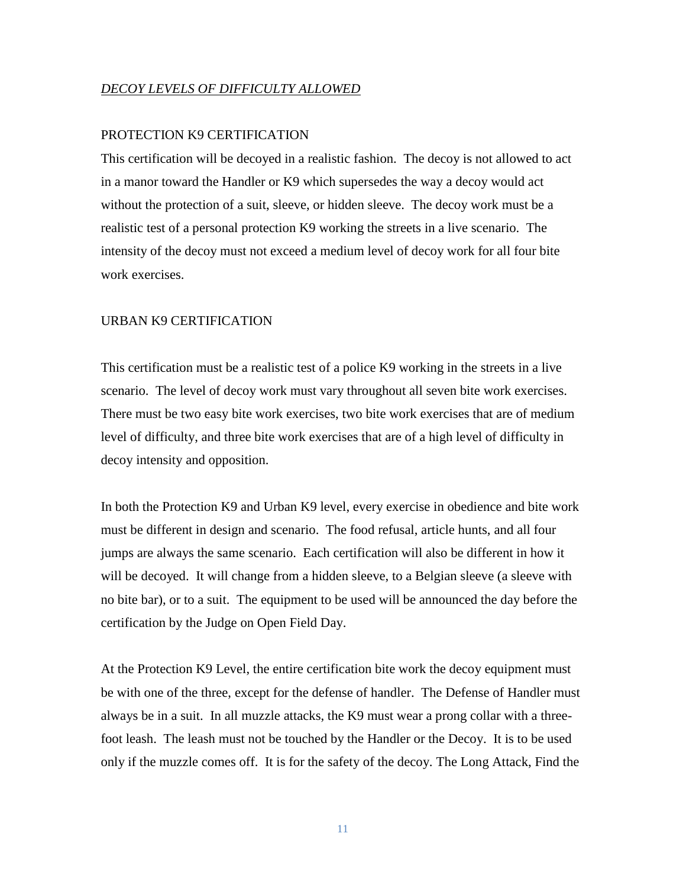*<u>DECOY LEVELS OF DIFFICULTY ALLOWED</u>*

PROTECTION K9 CERTIFICATION

This certification will be decoyed in a realistic fashion. The decoy is not allowed to act in a manor toward the Handler or K9 which supersedes the way a decoy would act without the protection of a suit, sleeve, or hidden sleeve. The decoy work must be a realistic test of a personal protection K9 working the streets in a live scenario. The intensity of the decoy must not exceed a medium level of decoy work for all four bite work exercises.

URBAN K9 CERTIFICATION

This certification must be a realistic test of a police K9 working in the streets in a live scenario. The level of decoy work must vary throughout all seven bite work exercises. There must be two easy bite work exercises, two bite work exercises that are of medium level of difficulty, and three bite work exercises that are of a high level of difficulty in decoy intensity and opposition.

In both the Protection K9 and Urban K9 level, every exercise in obedience and bite work must be different in design and scenario. The food refusal, article hunts, and all four jumps are always the same scenario. Each certification will also be different in how it will be decoyed. It will change from a hidden sleeve, to a Belgian sleeve (a sleeve with no bite bar), or to a suit. The equipment to be used will be announced the day before the certification by the Judge on Open Field Day.

At the Protection K9 Level, the entire certification bite work the decoy equipment must be with one of the three, except for the defense of handler. The Defense of Handler must always be in a suit. In all muzzle attacks, the K9 must wear a prong collar with a three-foot leash. The leash must not be touched by the Handler or the Decoy. It is to be used only if the muzzle comes off. It is for the safety of the decoy. The Long Attack, Find the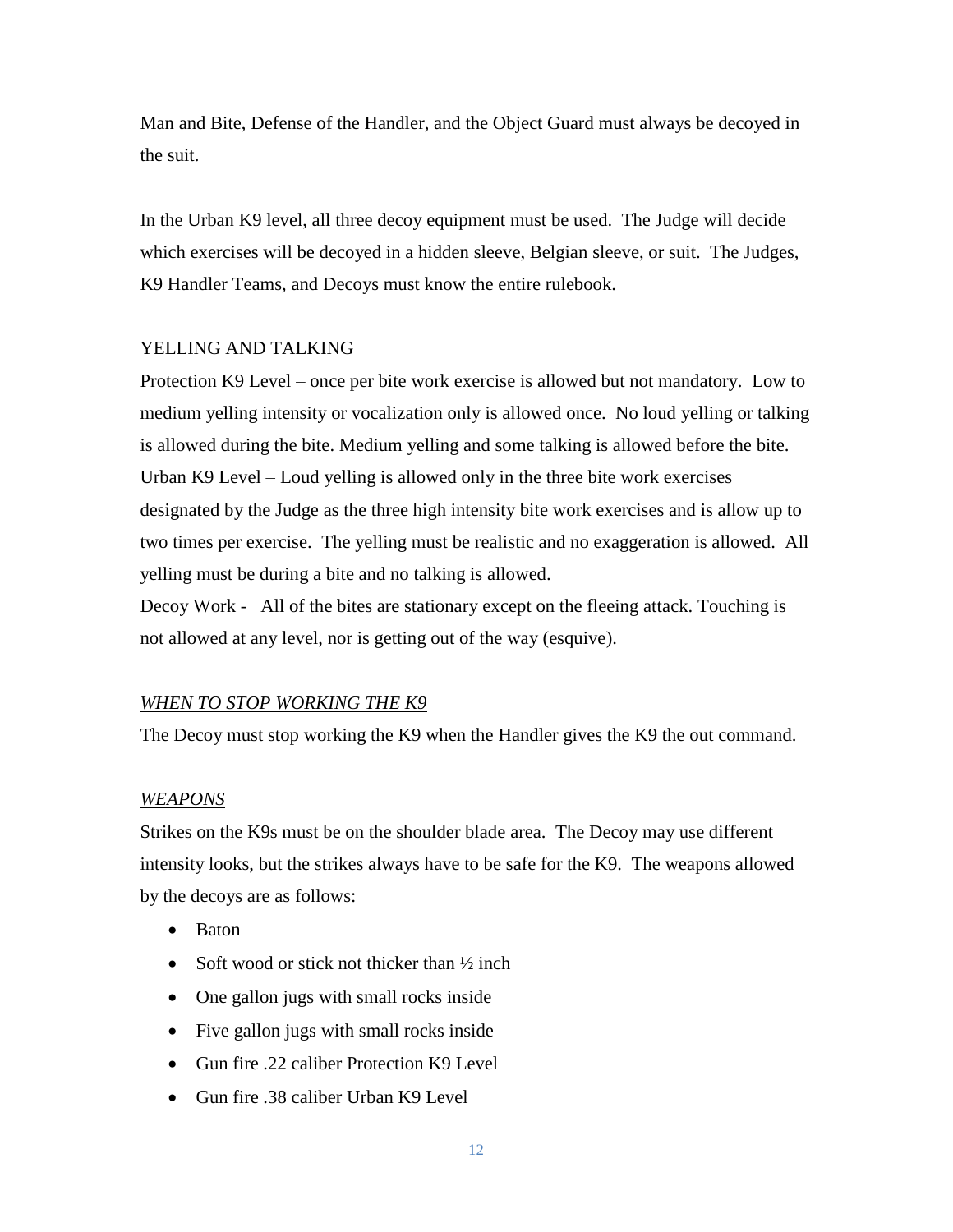Man and Bite, Defense of the Handler, and the Object Guard must always be decoyed in the suit.

In the Urban K9 level, all three decoy equipment must be used. The Judge will decide which exercises will be decoyed in a hidden sleeve, Belgian sleeve, or suit. The Judges, K9 Handler Teams, and Decoys must know the entire rulebook.

YELLING AND TALKING

Protection K9 Level – once per bite work exercise is allowed but not mandatory. Low to medium yelling intensity or vocalization only is allowed once. No loud yelling or talking is allowed during the bite. Medium yelling and some talking is allowed before the bite.
Urban K9 Level – Loud yelling is allowed only in the three bite work exercises designated by the Judge as the three high intensity bite work exercises and is allow up to two times per exercise. The yelling must be realistic and no exaggeration is allowed. All yelling must be during a bite and no talking is allowed.
Decoy Work - All of the bites are stationary except on the fleeing attack. Touching is not allowed at any level, nor is getting out of the way (esquive).

*WHEN TO STOP WORKING THE K9*

The Decoy must stop working the K9 when the Handler gives the K9 the out command.

*WEAPONS*

Strikes on the K9s must be on the shoulder blade area. The Decoy may use different intensity looks, but the strikes always have to be safe for the K9. The weapons allowed by the decoys are as follows:

- Baton
- Soft wood or stick not thicker than ½ inch
- One gallon jugs with small rocks inside
- Five gallon jugs with small rocks inside
- Gun fire .22 caliber Protection K9 Level
- Gun fire .38 caliber Urban K9 Level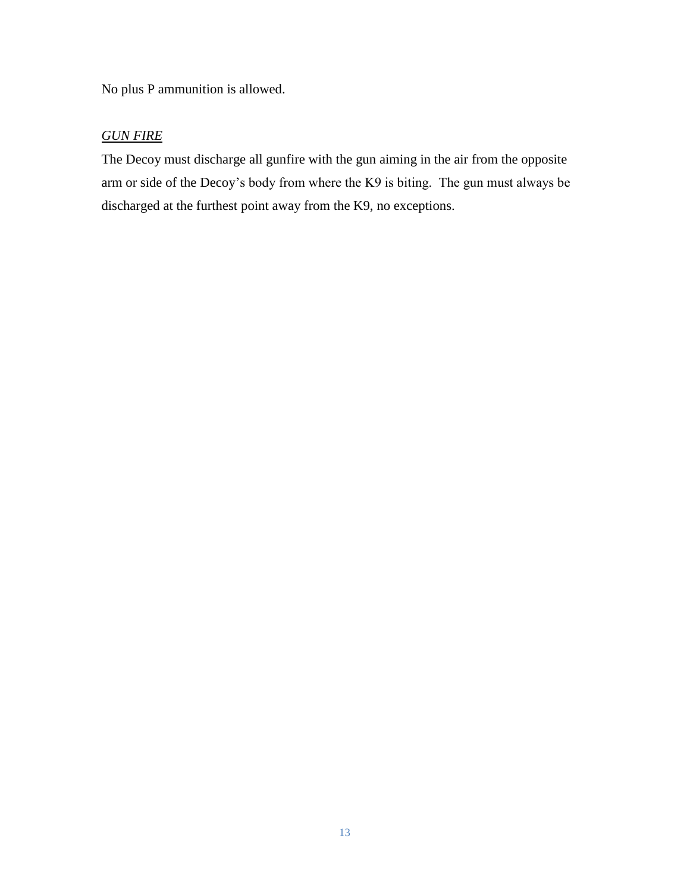No plus P ammunition is allowed.

*GUN FIRE*

The Decoy must discharge all gunfire with the gun aiming in the air from the opposite arm or side of the Decoy's body from where the K9 is biting. The gun must always be discharged at the furthest point away from the K9, no exceptions.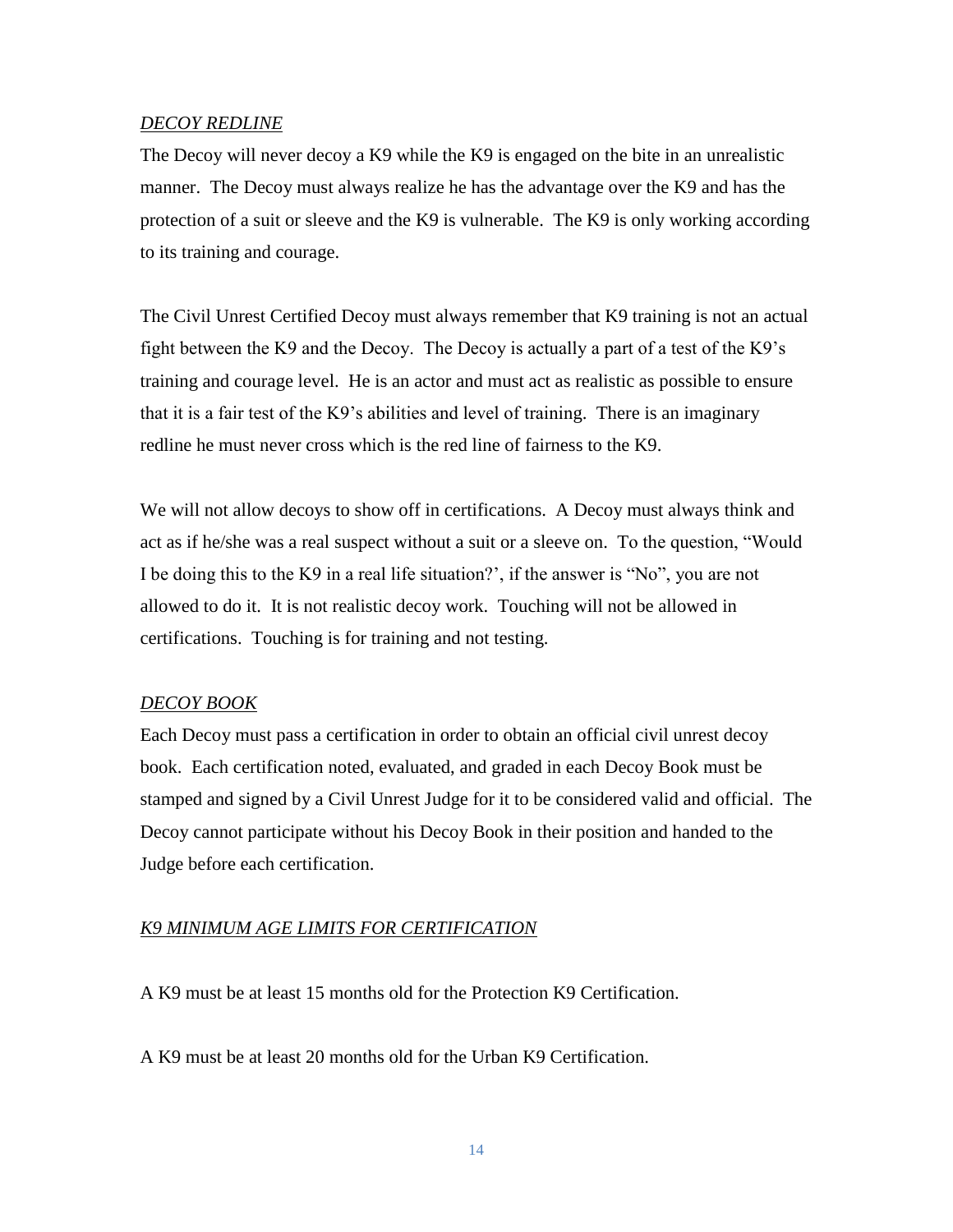*DECOY REDLINE*

The Decoy will never decoy a K9 while the K9 is engaged on the bite in an unrealistic manner. The Decoy must always realize he has the advantage over the K9 and has the protection of a suit or sleeve and the K9 is vulnerable. The K9 is only working according to its training and courage.

The Civil Unrest Certified Decoy must always remember that K9 training is not an actual fight between the K9 and the Decoy. The Decoy is actually a part of a test of the K9's training and courage level. He is an actor and must act as realistic as possible to ensure that it is a fair test of the K9's abilities and level of training. There is an imaginary redline he must never cross which is the red line of fairness to the K9.

We will not allow decoys to show off in certifications. A Decoy must always think and act as if he/she was a real suspect without a suit or a sleeve on. To the question, "Would I be doing this to the K9 in a real life situation?', if the answer is "No", you are not allowed to do it. It is not realistic decoy work. Touching will not be allowed in certifications. Touching is for training and not testing.

*DECOY BOOK*

Each Decoy must pass a certification in order to obtain an official civil unrest decoy book. Each certification noted, evaluated, and graded in each Decoy Book must be stamped and signed by a Civil Unrest Judge for it to be considered valid and official. The Decoy cannot participate without his Decoy Book in their position and handed to the Judge before each certification.

*K9 MINIMUM AGE LIMITS FOR CERTIFICATION*

A K9 must be at least 15 months old for the Protection K9 Certification.

A K9 must be at least 20 months old for the Urban K9 Certification.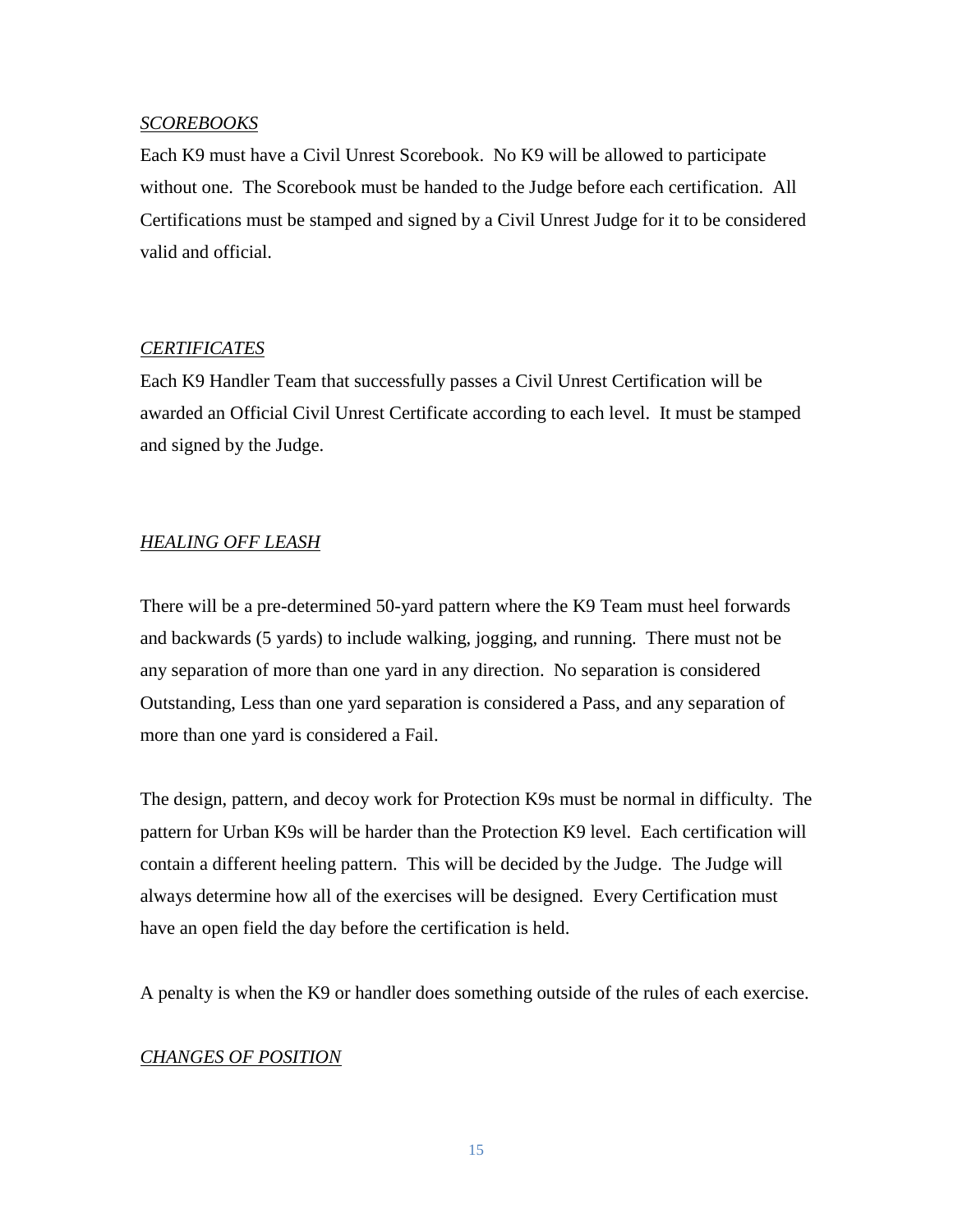*SCOREBOOKS*

Each K9 must have a Civil Unrest Scorebook. No K9 will be allowed to participate without one. The Scorebook must be handed to the Judge before each certification. All Certifications must be stamped and signed by a Civil Unrest Judge for it to be considered valid and official.

*CERTIFICATES*

Each K9 Handler Team that successfully passes a Civil Unrest Certification will be awarded an Official Civil Unrest Certificate according to each level. It must be stamped and signed by the Judge.

*HEALING OFF LEASH*

There will be a pre-determined 50-yard pattern where the K9 Team must heel forwards and backwards (5 yards) to include walking, jogging, and running. There must not be any separation of more than one yard in any direction. No separation is considered Outstanding, Less than one yard separation is considered a Pass, and any separation of more than one yard is considered a Fail.

The design, pattern, and decoy work for Protection K9s must be normal in difficulty. The pattern for Urban K9s will be harder than the Protection K9 level. Each certification will contain a different heeling pattern. This will be decided by the Judge. The Judge will always determine how all of the exercises will be designed. Every Certification must have an open field the day before the certification is held.

A penalty is when the K9 or handler does something outside of the rules of each exercise.

*CHANGES OF POSITION*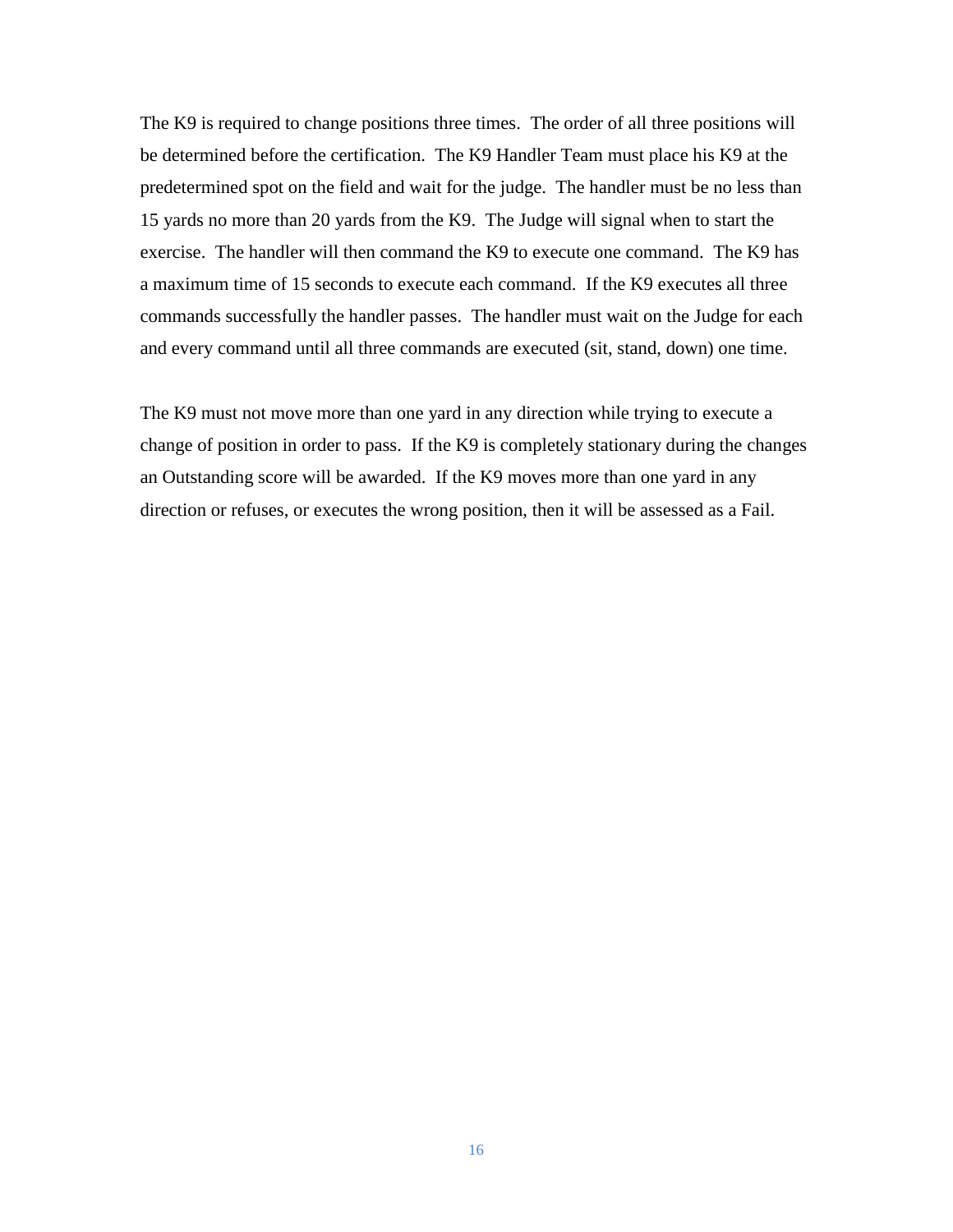The K9 is required to change positions three times. The order of all three positions will be determined before the certification. The K9 Handler Team must place his K9 at the predetermined spot on the field and wait for the judge. The handler must be no less than 15 yards no more than 20 yards from the K9. The Judge will signal when to start the exercise. The handler will then command the K9 to execute one command. The K9 has a maximum time of 15 seconds to execute each command. If the K9 executes all three commands successfully the handler passes. The handler must wait on the Judge for each and every command until all three commands are executed (sit, stand, down) one time.

The K9 must not move more than one yard in any direction while trying to execute a change of position in order to pass. If the K9 is completely stationary during the changes an Outstanding score will be awarded. If the K9 moves more than one yard in any direction or refuses, or executes the wrong position, then it will be assessed as a Fail.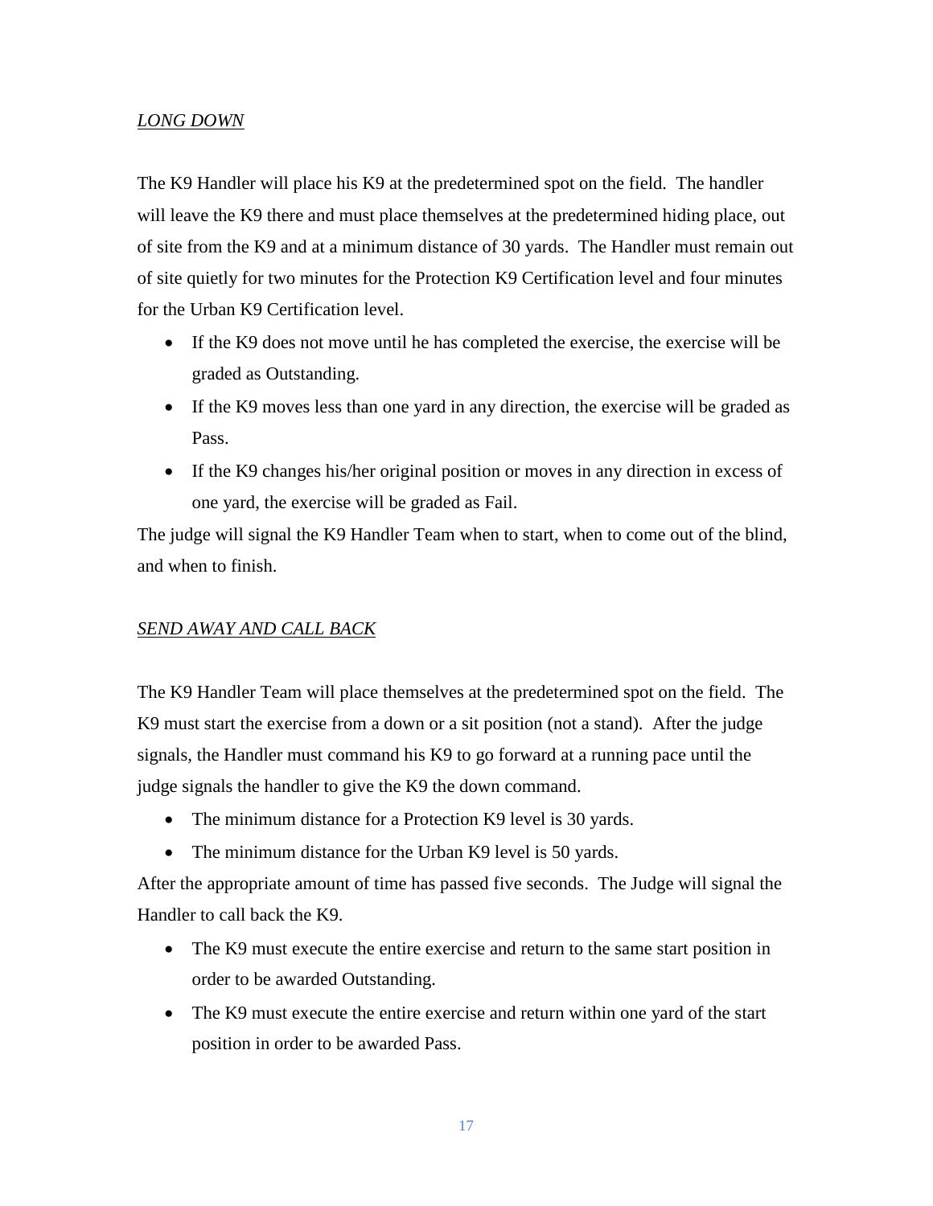*<u>LONG DOWN</u>*

The K9 Handler will place his K9 at the predetermined spot on the field. The handler will leave the K9 there and must place themselves at the predetermined hiding place, out of site from the K9 and at a minimum distance of 30 yards. The Handler must remain out of site quietly for two minutes for the Protection K9 Certification level and four minutes for the Urban K9 Certification level.

- If the K9 does not move until he has completed the exercise, the exercise will be graded as Outstanding.
- If the K9 moves less than one yard in any direction, the exercise will be graded as Pass.
- If the K9 changes his/her original position or moves in any direction in excess of one yard, the exercise will be graded as Fail.

The judge will signal the K9 Handler Team when to start, when to come out of the blind, and when to finish.

*<u>SEND AWAY AND CALL BACK</u>*

The K9 Handler Team will place themselves at the predetermined spot on the field. The K9 must start the exercise from a down or a sit position (not a stand). After the judge signals, the Handler must command his K9 to go forward at a running pace until the judge signals the handler to give the K9 the down command.

- The minimum distance for a Protection K9 level is 30 yards.
- The minimum distance for the Urban K9 level is 50 yards.

After the appropriate amount of time has passed five seconds. The Judge will signal the Handler to call back the K9.

- The K9 must execute the entire exercise and return to the same start position in order to be awarded Outstanding.
- The K9 must execute the entire exercise and return within one yard of the start position in order to be awarded Pass.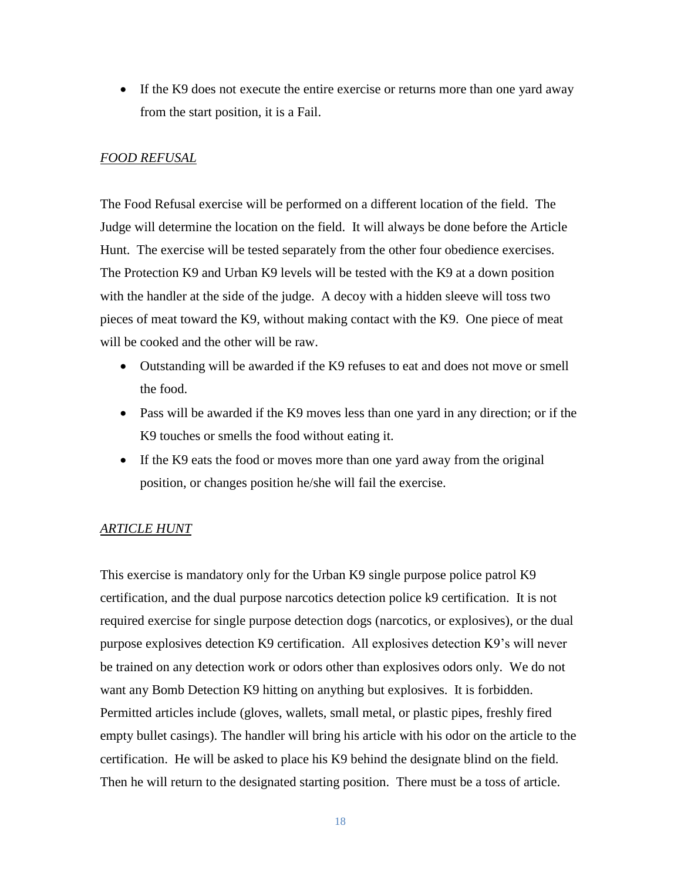- If the K9 does not execute the entire exercise or returns more than one yard away from the start position, it is a Fail.

*FOOD REFUSAL*

The Food Refusal exercise will be performed on a different location of the field. The Judge will determine the location on the field. It will always be done before the Article Hunt. The exercise will be tested separately from the other four obedience exercises. The Protection K9 and Urban K9 levels will be tested with the K9 at a down position with the handler at the side of the judge. A decoy with a hidden sleeve will toss two pieces of meat toward the K9, without making contact with the K9. One piece of meat will be cooked and the other will be raw.

- Outstanding will be awarded if the K9 refuses to eat and does not move or smell the food.
- Pass will be awarded if the K9 moves less than one yard in any direction; or if the K9 touches or smells the food without eating it.
- If the K9 eats the food or moves more than one yard away from the original position, or changes position he/she will fail the exercise.

*ARTICLE HUNT*

This exercise is mandatory only for the Urban K9 single purpose police patrol K9 certification, and the dual purpose narcotics detection police k9 certification. It is not required exercise for single purpose detection dogs (narcotics, or explosives), or the dual purpose explosives detection K9 certification. All explosives detection K9's will never be trained on any detection work or odors other than explosives odors only. We do not want any Bomb Detection K9 hitting on anything but explosives. It is forbidden. Permitted articles include (gloves, wallets, small metal, or plastic pipes, freshly fired empty bullet casings). The handler will bring his article with his odor on the article to the certification. He will be asked to place his K9 behind the designate blind on the field. Then he will return to the designated starting position. There must be a toss of article.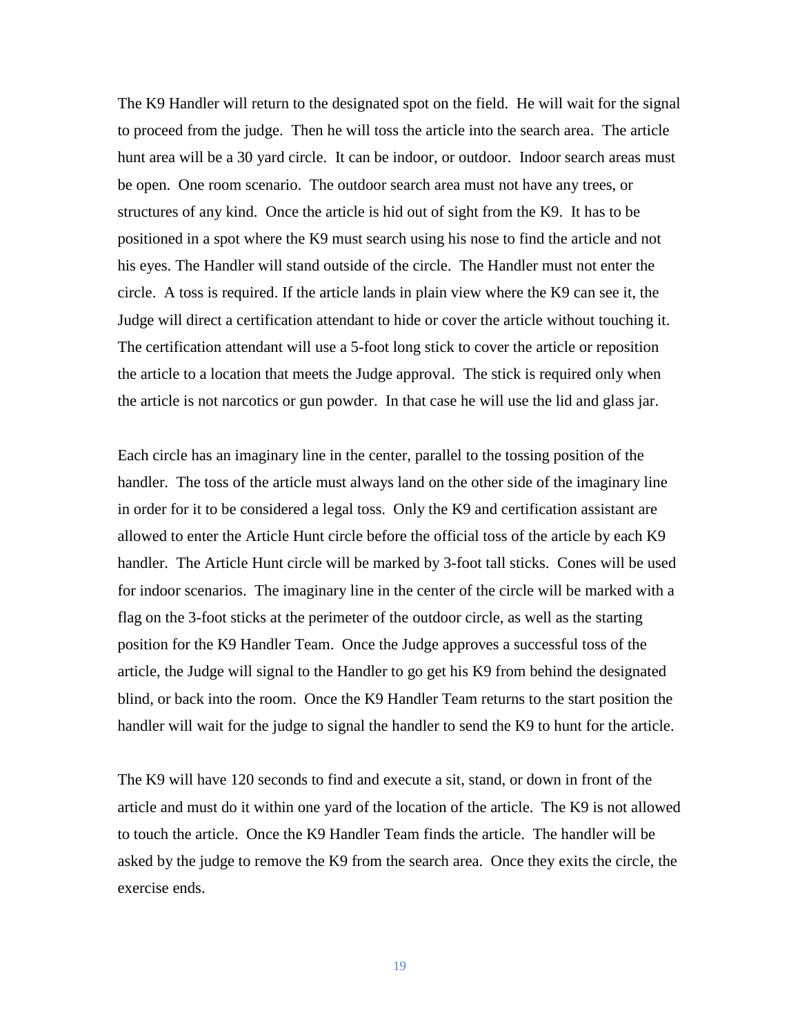The K9 Handler will return to the designated spot on the field. He will wait for the signal to proceed from the judge. Then he will toss the article into the search area. The article hunt area will be a 30 yard circle. It can be indoor, or outdoor. Indoor search areas must be open. One room scenario. The outdoor search area must not have any trees, or structures of any kind. Once the article is hid out of sight from the K9. It has to be positioned in a spot where the K9 must search using his nose to find the article and not his eyes. The Handler will stand outside of the circle. The Handler must not enter the circle. A toss is required. If the article lands in plain view where the K9 can see it, the Judge will direct a certification attendant to hide or cover the article without touching it. The certification attendant will use a 5-foot long stick to cover the article or reposition the article to a location that meets the Judge approval. The stick is required only when the article is not narcotics or gun powder. In that case he will use the lid and glass jar.

Each circle has an imaginary line in the center, parallel to the tossing position of the handler. The toss of the article must always land on the other side of the imaginary line in order for it to be considered a legal toss. Only the K9 and certification assistant are allowed to enter the Article Hunt circle before the official toss of the article by each K9 handler. The Article Hunt circle will be marked by 3-foot tall sticks. Cones will be used for indoor scenarios. The imaginary line in the center of the circle will be marked with a flag on the 3-foot sticks at the perimeter of the outdoor circle, as well as the starting position for the K9 Handler Team. Once the Judge approves a successful toss of the article, the Judge will signal to the Handler to go get his K9 from behind the designated blind, or back into the room. Once the K9 Handler Team returns to the start position the handler will wait for the judge to signal the handler to send the K9 to hunt for the article.

The K9 will have 120 seconds to find and execute a sit, stand, or down in front of the article and must do it within one yard of the location of the article. The K9 is not allowed to touch the article. Once the K9 Handler Team finds the article. The handler will be asked by the judge to remove the K9 from the search area. Once they exits the circle, the exercise ends.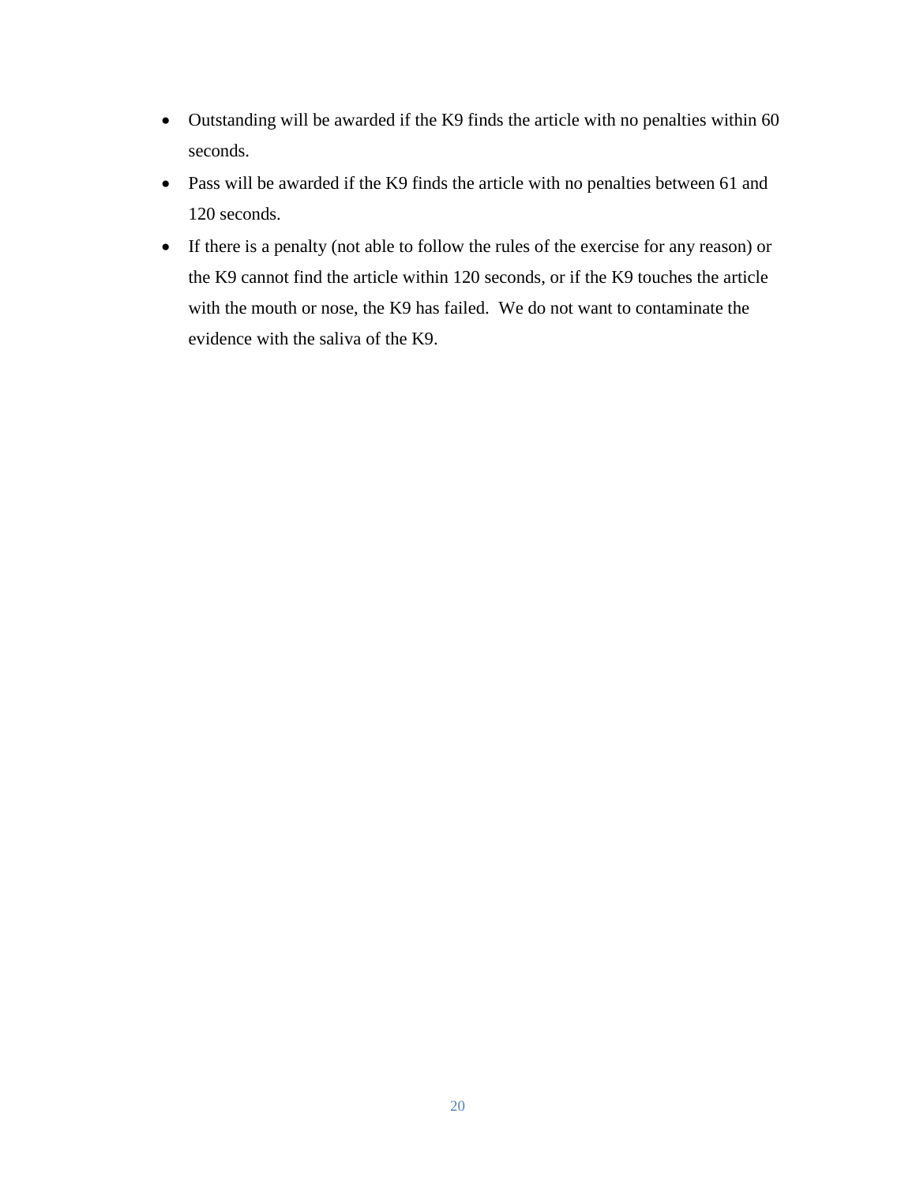- Outstanding will be awarded if the K9 finds the article with no penalties within 60 seconds.
- Pass will be awarded if the K9 finds the article with no penalties between 61 and 120 seconds.
- If there is a penalty (not able to follow the rules of the exercise for any reason) or the K9 cannot find the article within 120 seconds, or if the K9 touches the article with the mouth or nose, the K9 has failed. We do not want to contaminate the evidence with the saliva of the K9.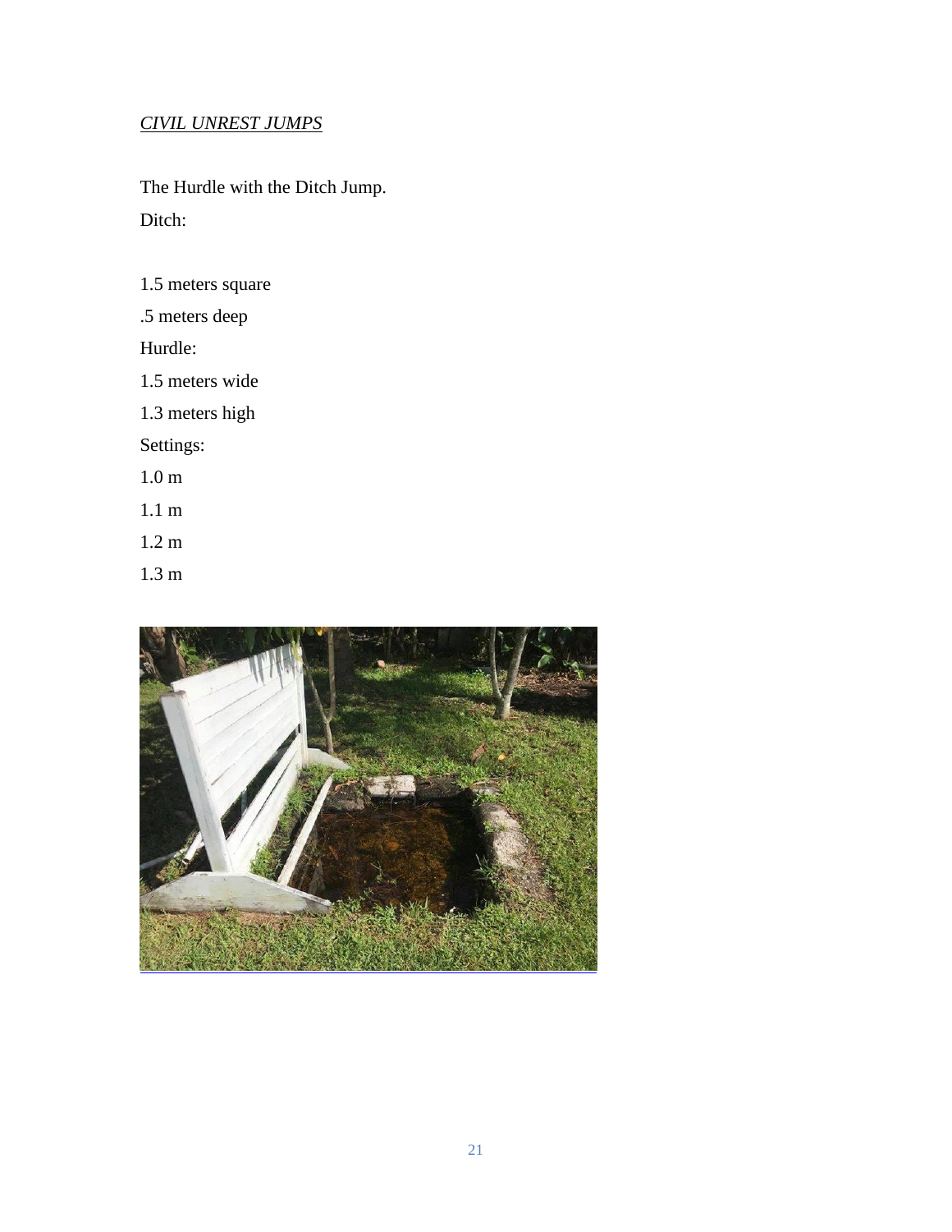*CIVIL UNREST JUMPS*

The Hurdle with the Ditch Jump.

Ditch:

1.5 meters square

.5 meters deep

Hurdle:

1.5 meters wide

1.3 meters high

Settings:

1.0 m

1.1 m

1.2 m

1.3 m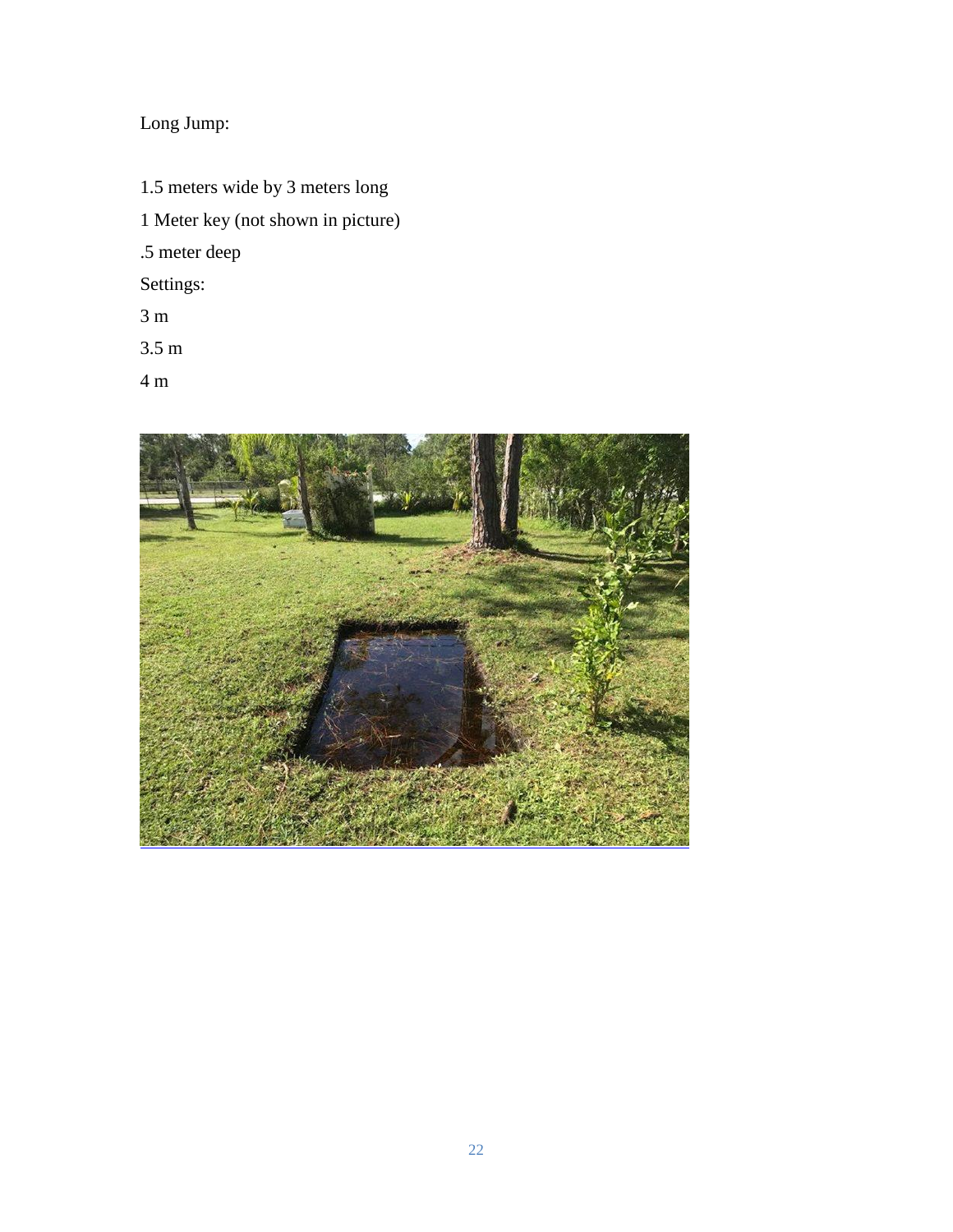Long Jump:

1.5 meters wide by 3 meters long

1 Meter key (not shown in picture)

.5 meter deep

Settings:

3 m

3.5 m

4 m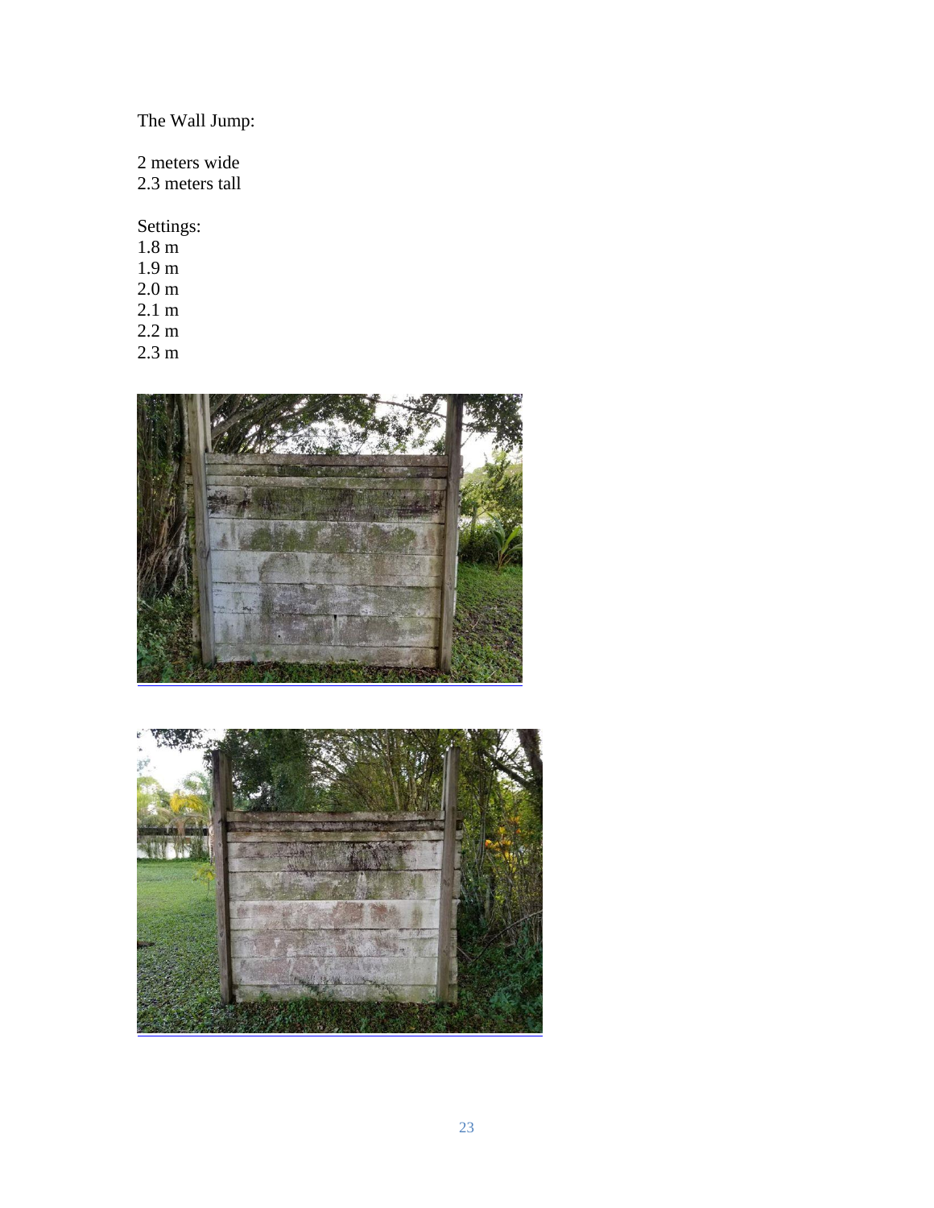The Wall Jump:

2 meters wide
2.3 meters tall

Settings:
1.8 m
1.9 m
2.0 m
2.1 m
2.2 m
2.3 m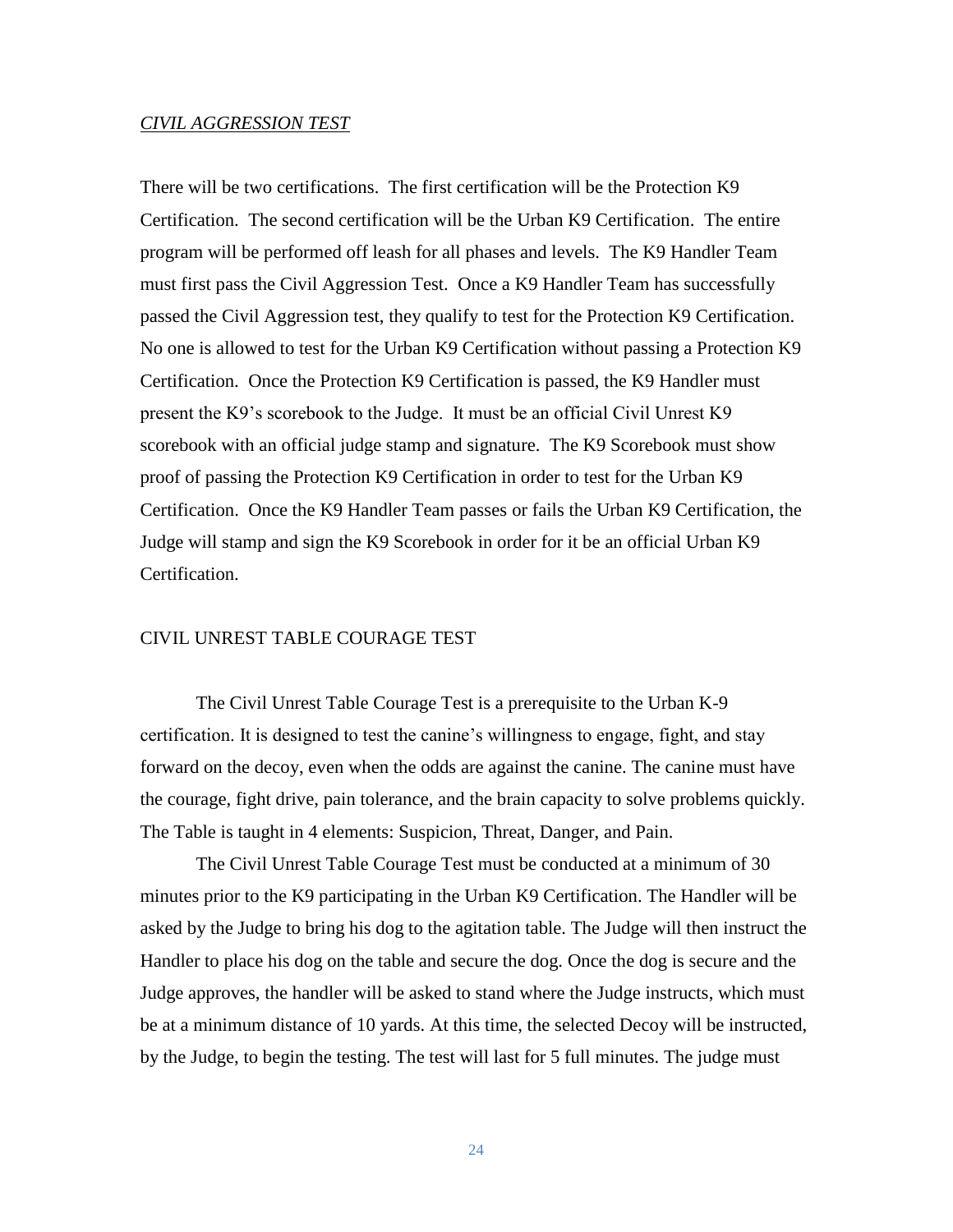*CIVIL AGGRESSION TEST*

There will be two certifications. The first certification will be the Protection K9 Certification. The second certification will be the Urban K9 Certification. The entire program will be performed off leash for all phases and levels. The K9 Handler Team must first pass the Civil Aggression Test. Once a K9 Handler Team has successfully passed the Civil Aggression test, they qualify to test for the Protection K9 Certification. No one is allowed to test for the Urban K9 Certification without passing a Protection K9 Certification. Once the Protection K9 Certification is passed, the K9 Handler must present the K9's scorebook to the Judge. It must be an official Civil Unrest K9 scorebook with an official judge stamp and signature. The K9 Scorebook must show proof of passing the Protection K9 Certification in order to test for the Urban K9 Certification. Once the K9 Handler Team passes or fails the Urban K9 Certification, the Judge will stamp and sign the K9 Scorebook in order for it be an official Urban K9 Certification.

CIVIL UNREST TABLE COURAGE TEST

The Civil Unrest Table Courage Test is a prerequisite to the Urban K-9 certification. It is designed to test the canine's willingness to engage, fight, and stay forward on the decoy, even when the odds are against the canine. The canine must have the courage, fight drive, pain tolerance, and the brain capacity to solve problems quickly. The Table is taught in 4 elements: Suspicion, Threat, Danger, and Pain.

The Civil Unrest Table Courage Test must be conducted at a minimum of 30 minutes prior to the K9 participating in the Urban K9 Certification. The Handler will be asked by the Judge to bring his dog to the agitation table. The Judge will then instruct the Handler to place his dog on the table and secure the dog. Once the dog is secure and the Judge approves, the handler will be asked to stand where the Judge instructs, which must be at a minimum distance of 10 yards. At this time, the selected Decoy will be instructed, by the Judge, to begin the testing. The test will last for 5 full minutes. The judge must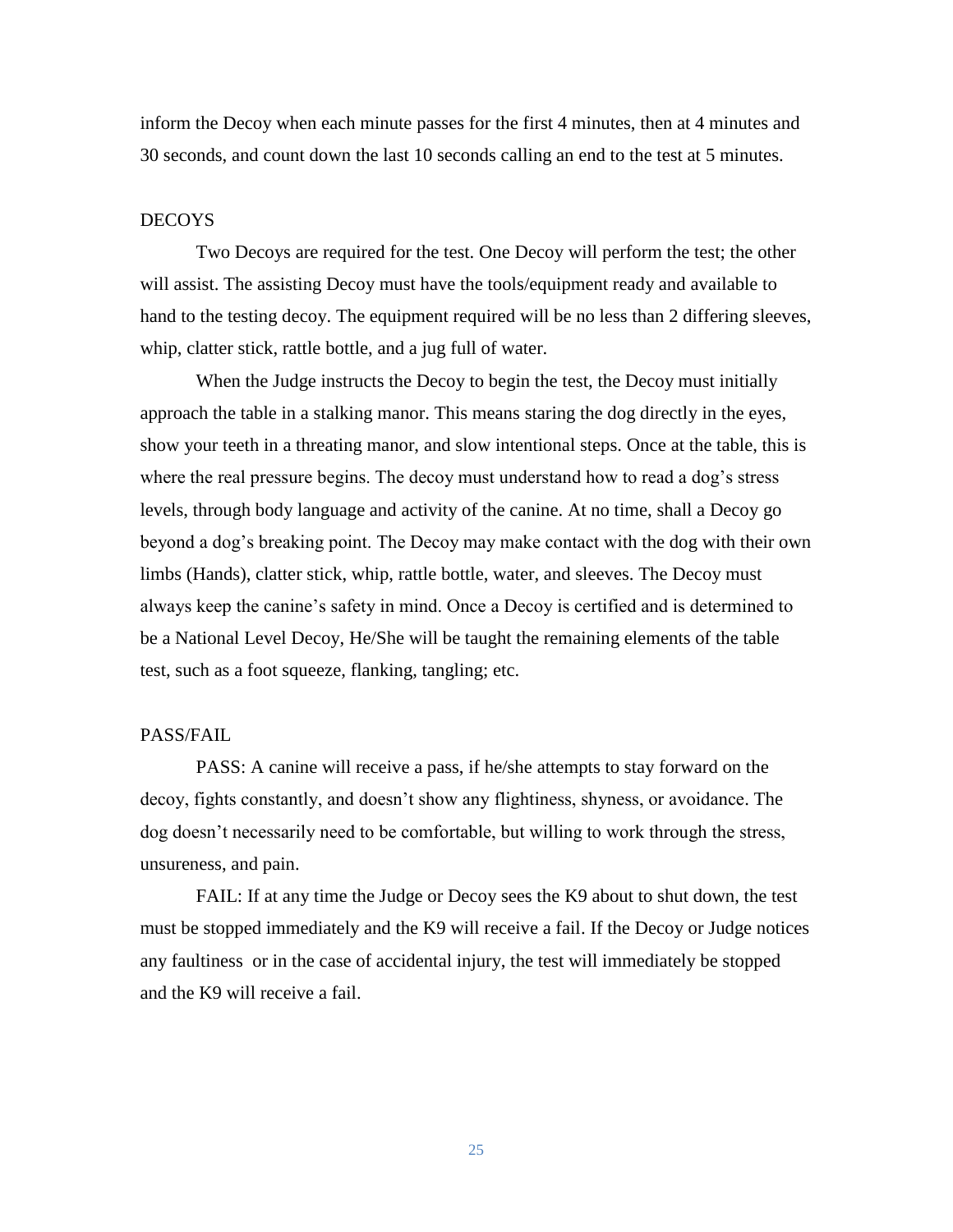inform the Decoy when each minute passes for the first 4 minutes, then at 4 minutes and 30 seconds, and count down the last 10 seconds calling an end to the test at 5 minutes.

## DECOYS

Two Decoys are required for the test. One Decoy will perform the test; the other will assist. The assisting Decoy must have the tools/equipment ready and available to hand to the testing decoy. The equipment required will be no less than 2 differing sleeves, whip, clatter stick, rattle bottle, and a jug full of water.

When the Judge instructs the Decoy to begin the test, the Decoy must initially approach the table in a stalking manor. This means staring the dog directly in the eyes, show your teeth in a threating manor, and slow intentional steps. Once at the table, this is where the real pressure begins. The decoy must understand how to read a dog's stress levels, through body language and activity of the canine. At no time, shall a Decoy go beyond a dog's breaking point. The Decoy may make contact with the dog with their own limbs (Hands), clatter stick, whip, rattle bottle, water, and sleeves. The Decoy must always keep the canine's safety in mind. Once a Decoy is certified and is determined to be a National Level Decoy, He/She will be taught the remaining elements of the table test, such as a foot squeeze, flanking, tangling; etc.

## PASS/FAIL

PASS: A canine will receive a pass, if he/she attempts to stay forward on the decoy, fights constantly, and doesn't show any flightiness, shyness, or avoidance. The dog doesn't necessarily need to be comfortable, but willing to work through the stress, unsureness, and pain.

FAIL: If at any time the Judge or Decoy sees the K9 about to shut down, the test must be stopped immediately and the K9 will receive a fail. If the Decoy or Judge notices any faultiness or in the case of accidental injury, the test will immediately be stopped and the K9 will receive a fail.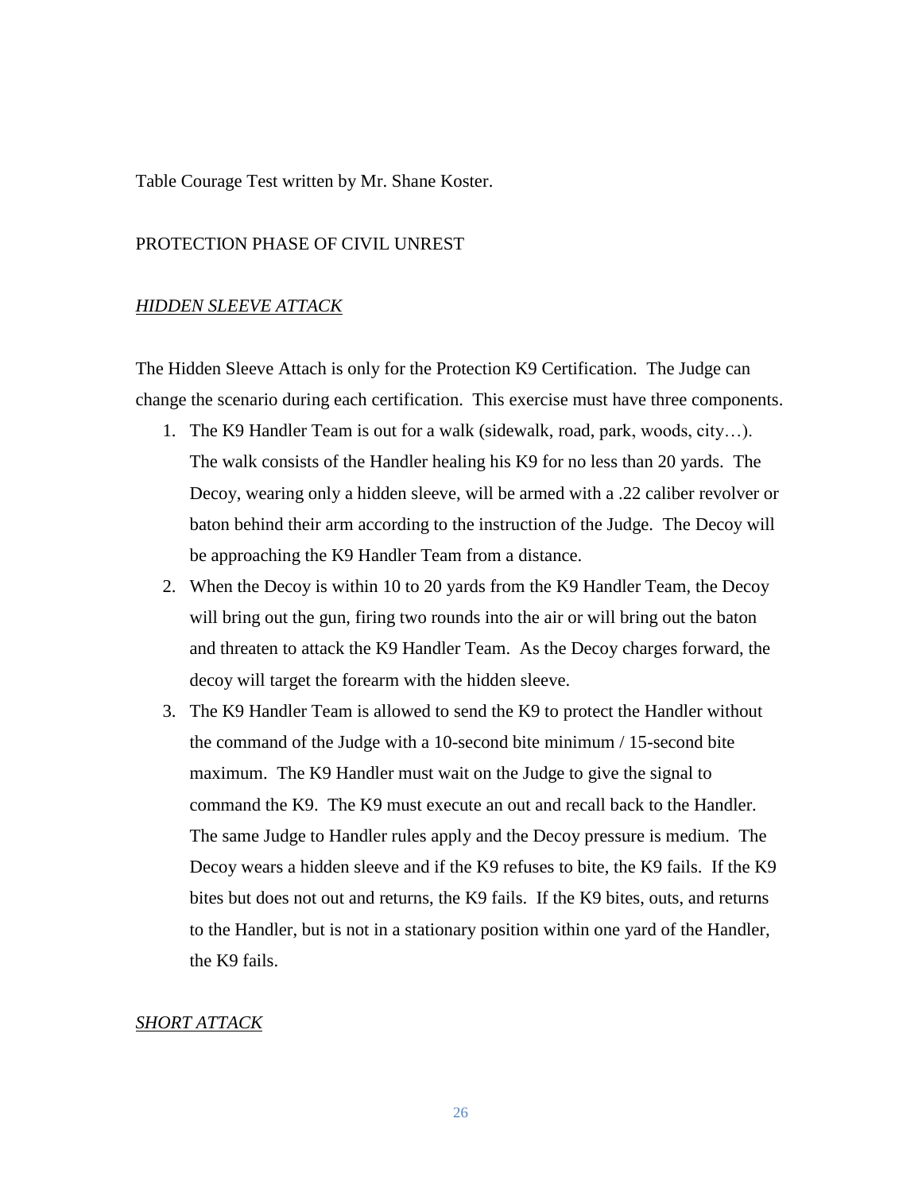Table Courage Test written by Mr. Shane Koster.

PROTECTION PHASE OF CIVIL UNREST

<u>*HIDDEN SLEEVE ATTACK*</u>

The Hidden Sleeve Attach is only for the Protection K9 Certification. The Judge can change the scenario during each certification. This exercise must have three components.

1. The K9 Handler Team is out for a walk (sidewalk, road, park, woods, city…). The walk consists of the Handler healing his K9 for no less than 20 yards. The Decoy, wearing only a hidden sleeve, will be armed with a .22 caliber revolver or baton behind their arm according to the instruction of the Judge. The Decoy will be approaching the K9 Handler Team from a distance.
2. When the Decoy is within 10 to 20 yards from the K9 Handler Team, the Decoy will bring out the gun, firing two rounds into the air or will bring out the baton and threaten to attack the K9 Handler Team. As the Decoy charges forward, the decoy will target the forearm with the hidden sleeve.
3. The K9 Handler Team is allowed to send the K9 to protect the Handler without the command of the Judge with a 10-second bite minimum / 15-second bite maximum. The K9 Handler must wait on the Judge to give the signal to command the K9. The K9 must execute an out and recall back to the Handler. The same Judge to Handler rules apply and the Decoy pressure is medium. The Decoy wears a hidden sleeve and if the K9 refuses to bite, the K9 fails. If the K9 bites but does not out and returns, the K9 fails. If the K9 bites, outs, and returns to the Handler, but is not in a stationary position within one yard of the Handler, the K9 fails.

<u>*SHORT ATTACK*</u>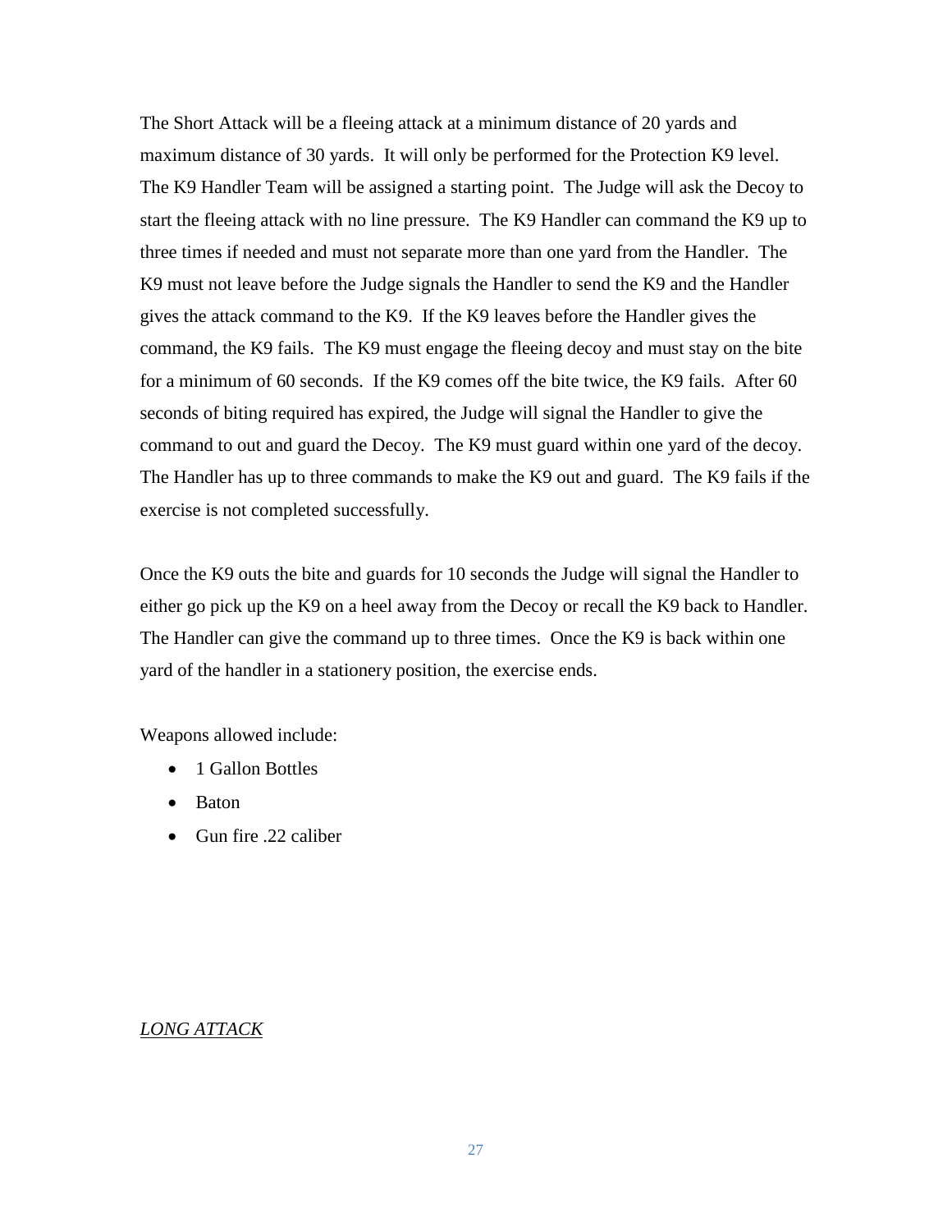The Short Attack will be a fleeing attack at a minimum distance of 20 yards and maximum distance of 30 yards. It will only be performed for the Protection K9 level. The K9 Handler Team will be assigned a starting point. The Judge will ask the Decoy to start the fleeing attack with no line pressure. The K9 Handler can command the K9 up to three times if needed and must not separate more than one yard from the Handler. The K9 must not leave before the Judge signals the Handler to send the K9 and the Handler gives the attack command to the K9. If the K9 leaves before the Handler gives the command, the K9 fails. The K9 must engage the fleeing decoy and must stay on the bite for a minimum of 60 seconds. If the K9 comes off the bite twice, the K9 fails. After 60 seconds of biting required has expired, the Judge will signal the Handler to give the command to out and guard the Decoy. The K9 must guard within one yard of the decoy. The Handler has up to three commands to make the K9 out and guard. The K9 fails if the exercise is not completed successfully.

Once the K9 outs the bite and guards for 10 seconds the Judge will signal the Handler to either go pick up the K9 on a heel away from the Decoy or recall the K9 back to Handler. The Handler can give the command up to three times. Once the K9 is back within one yard of the handler in a stationery position, the exercise ends.

Weapons allowed include:

- 1 Gallon Bottles
- Baton
- Gun fire .22 caliber

*LONG ATTACK*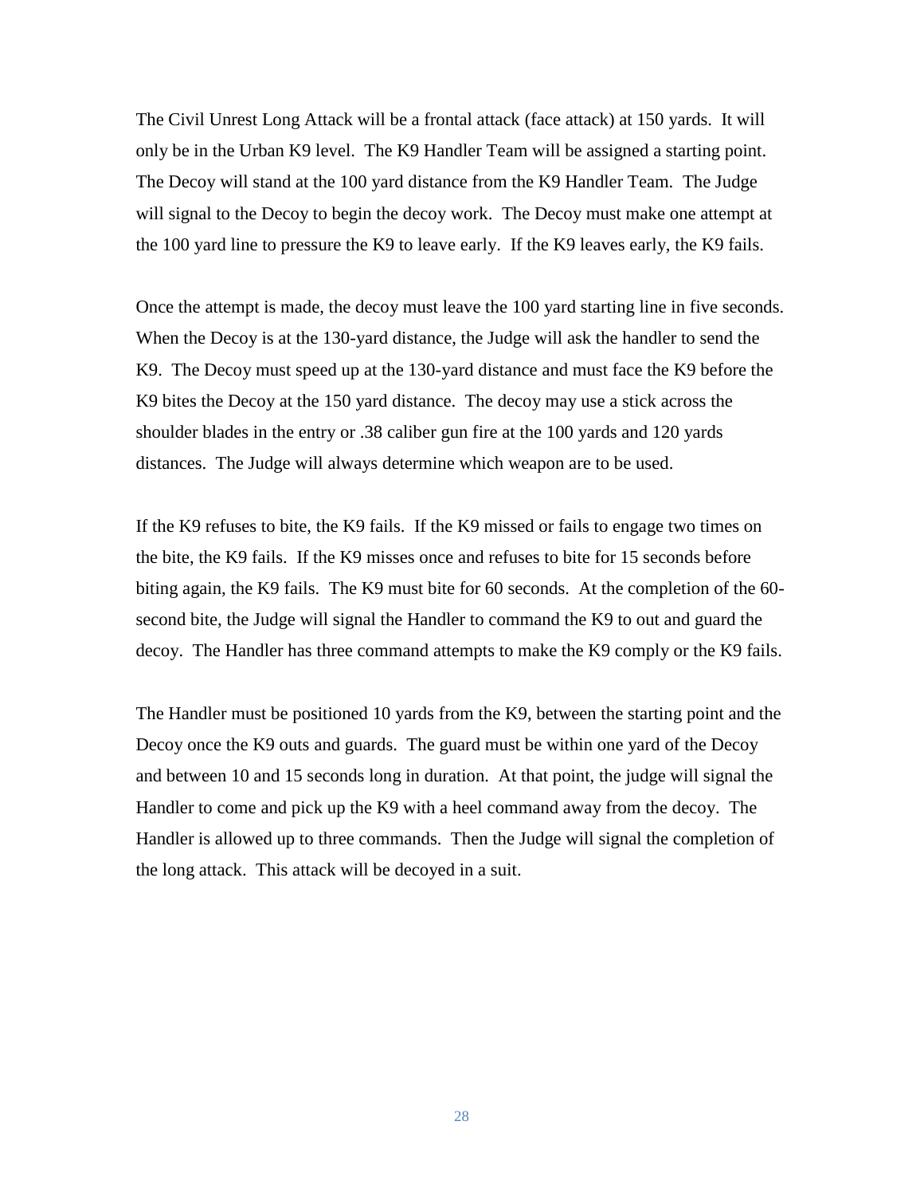The Civil Unrest Long Attack will be a frontal attack (face attack) at 150 yards. It will only be in the Urban K9 level. The K9 Handler Team will be assigned a starting point. The Decoy will stand at the 100 yard distance from the K9 Handler Team. The Judge will signal to the Decoy to begin the decoy work. The Decoy must make one attempt at the 100 yard line to pressure the K9 to leave early. If the K9 leaves early, the K9 fails.

Once the attempt is made, the decoy must leave the 100 yard starting line in five seconds. When the Decoy is at the 130-yard distance, the Judge will ask the handler to send the K9. The Decoy must speed up at the 130-yard distance and must face the K9 before the K9 bites the Decoy at the 150 yard distance. The decoy may use a stick across the shoulder blades in the entry or .38 caliber gun fire at the 100 yards and 120 yards distances. The Judge will always determine which weapon are to be used.

If the K9 refuses to bite, the K9 fails. If the K9 missed or fails to engage two times on the bite, the K9 fails. If the K9 misses once and refuses to bite for 15 seconds before biting again, the K9 fails. The K9 must bite for 60 seconds. At the completion of the 60-second bite, the Judge will signal the Handler to command the K9 to out and guard the decoy. The Handler has three command attempts to make the K9 comply or the K9 fails.

The Handler must be positioned 10 yards from the K9, between the starting point and the Decoy once the K9 outs and guards. The guard must be within one yard of the Decoy and between 10 and 15 seconds long in duration. At that point, the judge will signal the Handler to come and pick up the K9 with a heel command away from the decoy. The Handler is allowed up to three commands. Then the Judge will signal the completion of the long attack. This attack will be decoyed in a suit.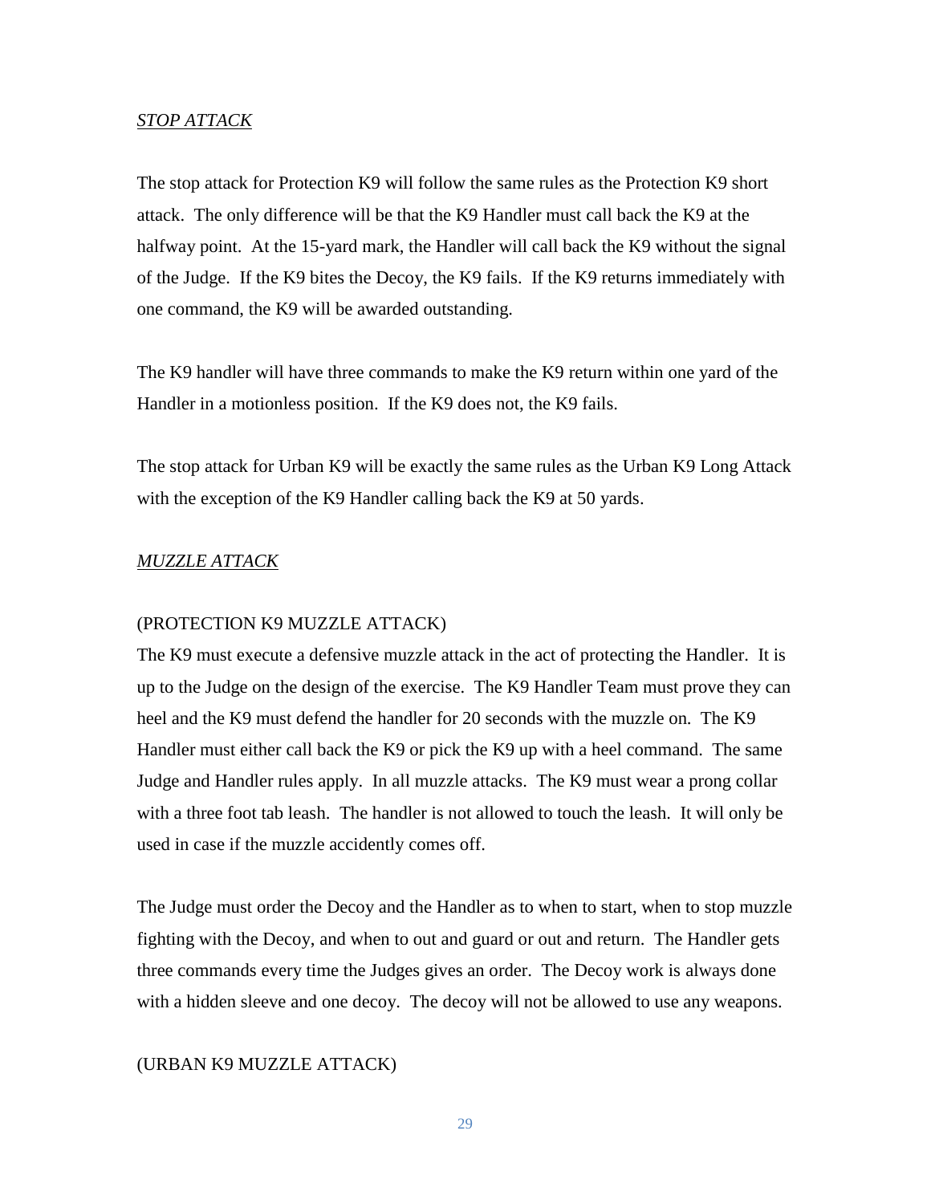*STOP ATTACK*

The stop attack for Protection K9 will follow the same rules as the Protection K9 short attack. The only difference will be that the K9 Handler must call back the K9 at the halfway point. At the 15-yard mark, the Handler will call back the K9 without the signal of the Judge. If the K9 bites the Decoy, the K9 fails. If the K9 returns immediately with one command, the K9 will be awarded outstanding.

The K9 handler will have three commands to make the K9 return within one yard of the Handler in a motionless position. If the K9 does not, the K9 fails.

The stop attack for Urban K9 will be exactly the same rules as the Urban K9 Long Attack with the exception of the K9 Handler calling back the K9 at 50 yards.

*MUZZLE ATTACK*

(PROTECTION K9 MUZZLE ATTACK)

The K9 must execute a defensive muzzle attack in the act of protecting the Handler. It is up to the Judge on the design of the exercise. The K9 Handler Team must prove they can heel and the K9 must defend the handler for 20 seconds with the muzzle on. The K9 Handler must either call back the K9 or pick the K9 up with a heel command. The same Judge and Handler rules apply. In all muzzle attacks. The K9 must wear a prong collar with a three foot tab leash. The handler is not allowed to touch the leash. It will only be used in case if the muzzle accidently comes off.

The Judge must order the Decoy and the Handler as to when to start, when to stop muzzle fighting with the Decoy, and when to out and guard or out and return. The Handler gets three commands every time the Judges gives an order. The Decoy work is always done with a hidden sleeve and one decoy. The decoy will not be allowed to use any weapons.

(URBAN K9 MUZZLE ATTACK)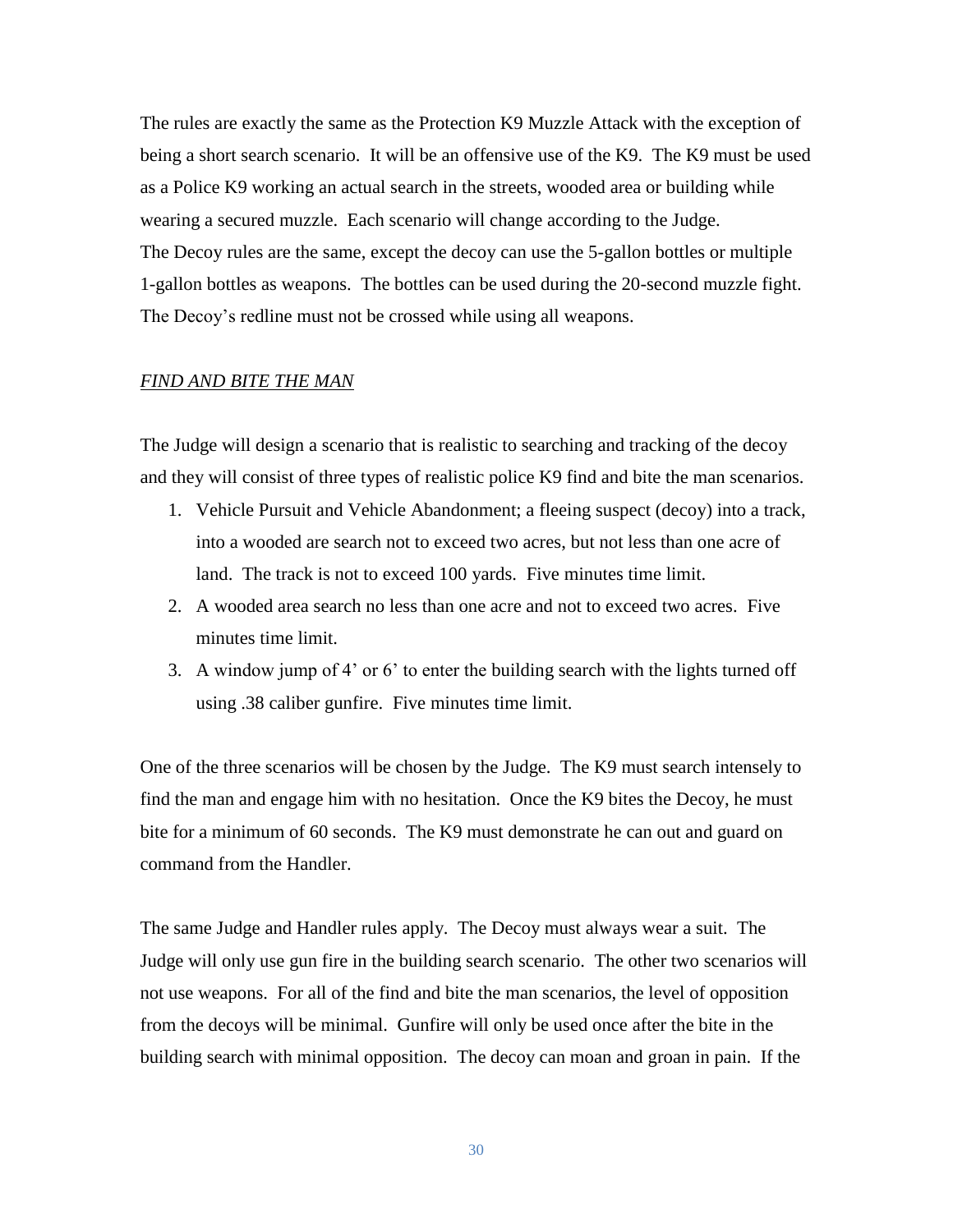The rules are exactly the same as the Protection K9 Muzzle Attack with the exception of being a short search scenario. It will be an offensive use of the K9. The K9 must be used as a Police K9 working an actual search in the streets, wooded area or building while wearing a secured muzzle. Each scenario will change according to the Judge.
The Decoy rules are the same, except the decoy can use the 5-gallon bottles or multiple 1-gallon bottles as weapons. The bottles can be used during the 20-second muzzle fight. The Decoy's redline must not be crossed while using all weapons.

<u>*FIND AND BITE THE MAN*</u>

The Judge will design a scenario that is realistic to searching and tracking of the decoy and they will consist of three types of realistic police K9 find and bite the man scenarios.

1. Vehicle Pursuit and Vehicle Abandonment; a fleeing suspect (decoy) into a track, into a wooded are search not to exceed two acres, but not less than one acre of land. The track is not to exceed 100 yards. Five minutes time limit.
2. A wooded area search no less than one acre and not to exceed two acres. Five minutes time limit.
3. A window jump of 4' or 6' to enter the building search with the lights turned off using .38 caliber gunfire. Five minutes time limit.

One of the three scenarios will be chosen by the Judge. The K9 must search intensely to find the man and engage him with no hesitation. Once the K9 bites the Decoy, he must bite for a minimum of 60 seconds. The K9 must demonstrate he can out and guard on command from the Handler.

The same Judge and Handler rules apply. The Decoy must always wear a suit. The Judge will only use gun fire in the building search scenario. The other two scenarios will not use weapons. For all of the find and bite the man scenarios, the level of opposition from the decoys will be minimal. Gunfire will only be used once after the bite in the building search with minimal opposition. The decoy can moan and groan in pain. If the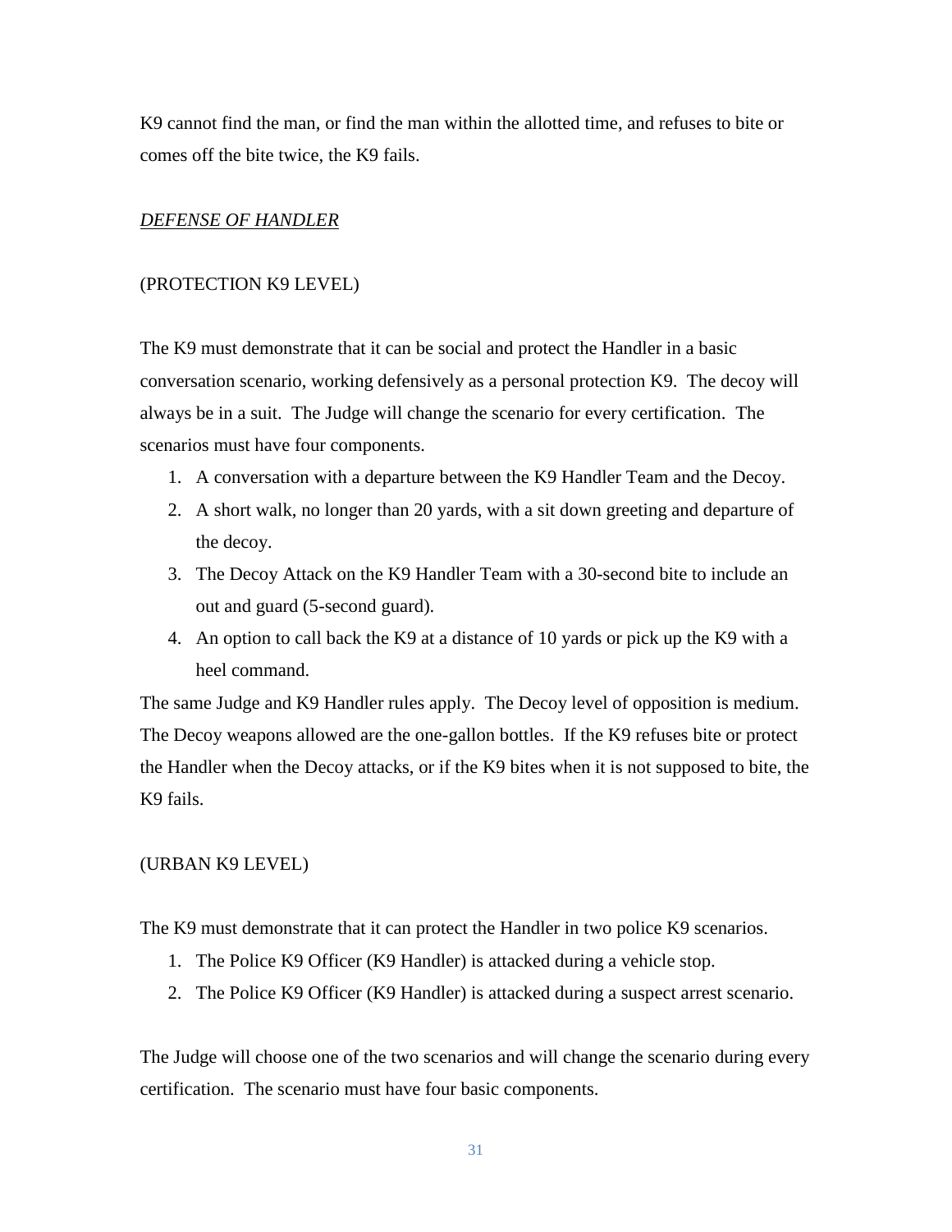K9 cannot find the man, or find the man within the allotted time, and refuses to bite or comes off the bite twice, the K9 fails.

*<u>DEFENSE OF HANDLER</u>*

(PROTECTION K9 LEVEL)

The K9 must demonstrate that it can be social and protect the Handler in a basic conversation scenario, working defensively as a personal protection K9. The decoy will always be in a suit. The Judge will change the scenario for every certification. The scenarios must have four components.

1. A conversation with a departure between the K9 Handler Team and the Decoy.
2. A short walk, no longer than 20 yards, with a sit down greeting and departure of the decoy.
3. The Decoy Attack on the K9 Handler Team with a 30-second bite to include an out and guard (5-second guard).
4. An option to call back the K9 at a distance of 10 yards or pick up the K9 with a heel command.

The same Judge and K9 Handler rules apply. The Decoy level of opposition is medium. The Decoy weapons allowed are the one-gallon bottles. If the K9 refuses bite or protect the Handler when the Decoy attacks, or if the K9 bites when it is not supposed to bite, the K9 fails.

(URBAN K9 LEVEL)

The K9 must demonstrate that it can protect the Handler in two police K9 scenarios.

1. The Police K9 Officer (K9 Handler) is attacked during a vehicle stop.
2. The Police K9 Officer (K9 Handler) is attacked during a suspect arrest scenario.

The Judge will choose one of the two scenarios and will change the scenario during every certification. The scenario must have four basic components.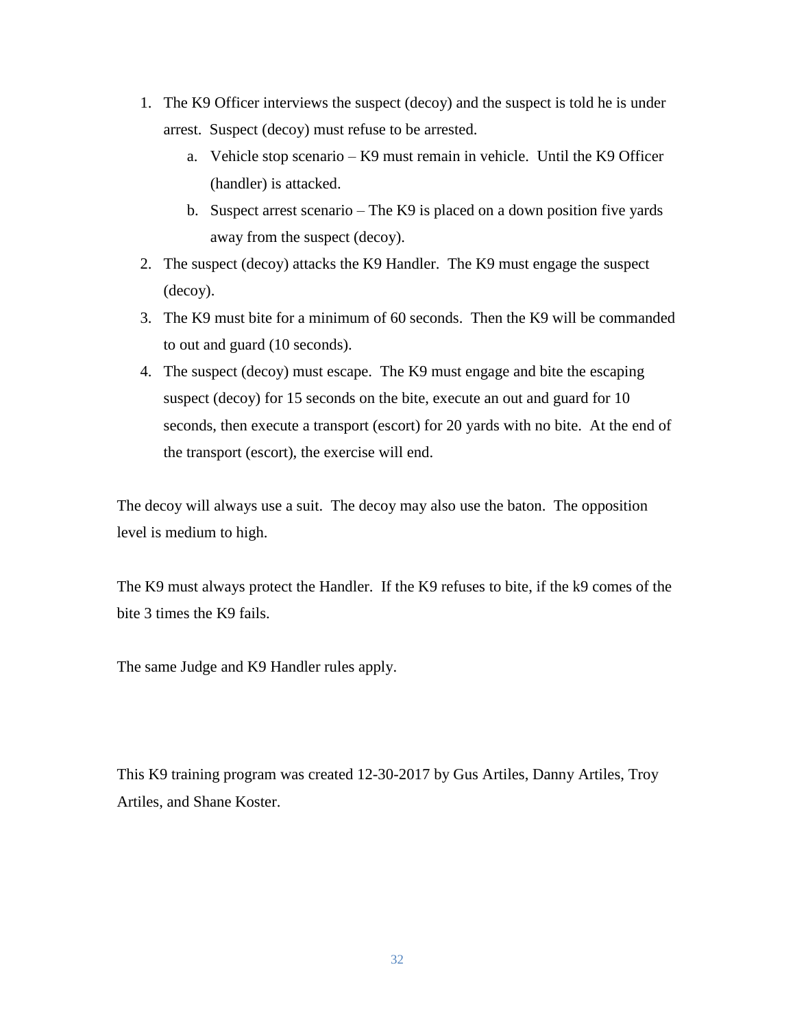1. The K9 Officer interviews the suspect (decoy) and the suspect is told he is under arrest. Suspect (decoy) must refuse to be arrested.
   a. Vehicle stop scenario – K9 must remain in vehicle. Until the K9 Officer (handler) is attacked.
   b. Suspect arrest scenario – The K9 is placed on a down position five yards away from the suspect (decoy).
2. The suspect (decoy) attacks the K9 Handler. The K9 must engage the suspect (decoy).
3. The K9 must bite for a minimum of 60 seconds. Then the K9 will be commanded to out and guard (10 seconds).
4. The suspect (decoy) must escape. The K9 must engage and bite the escaping suspect (decoy) for 15 seconds on the bite, execute an out and guard for 10 seconds, then execute a transport (escort) for 20 yards with no bite. At the end of the transport (escort), the exercise will end.

The decoy will always use a suit. The decoy may also use the baton. The opposition level is medium to high.

The K9 must always protect the Handler. If the K9 refuses to bite, if the k9 comes of the bite 3 times the K9 fails.

The same Judge and K9 Handler rules apply.

This K9 training program was created 12-30-2017 by Gus Artiles, Danny Artiles, Troy Artiles, and Shane Koster.